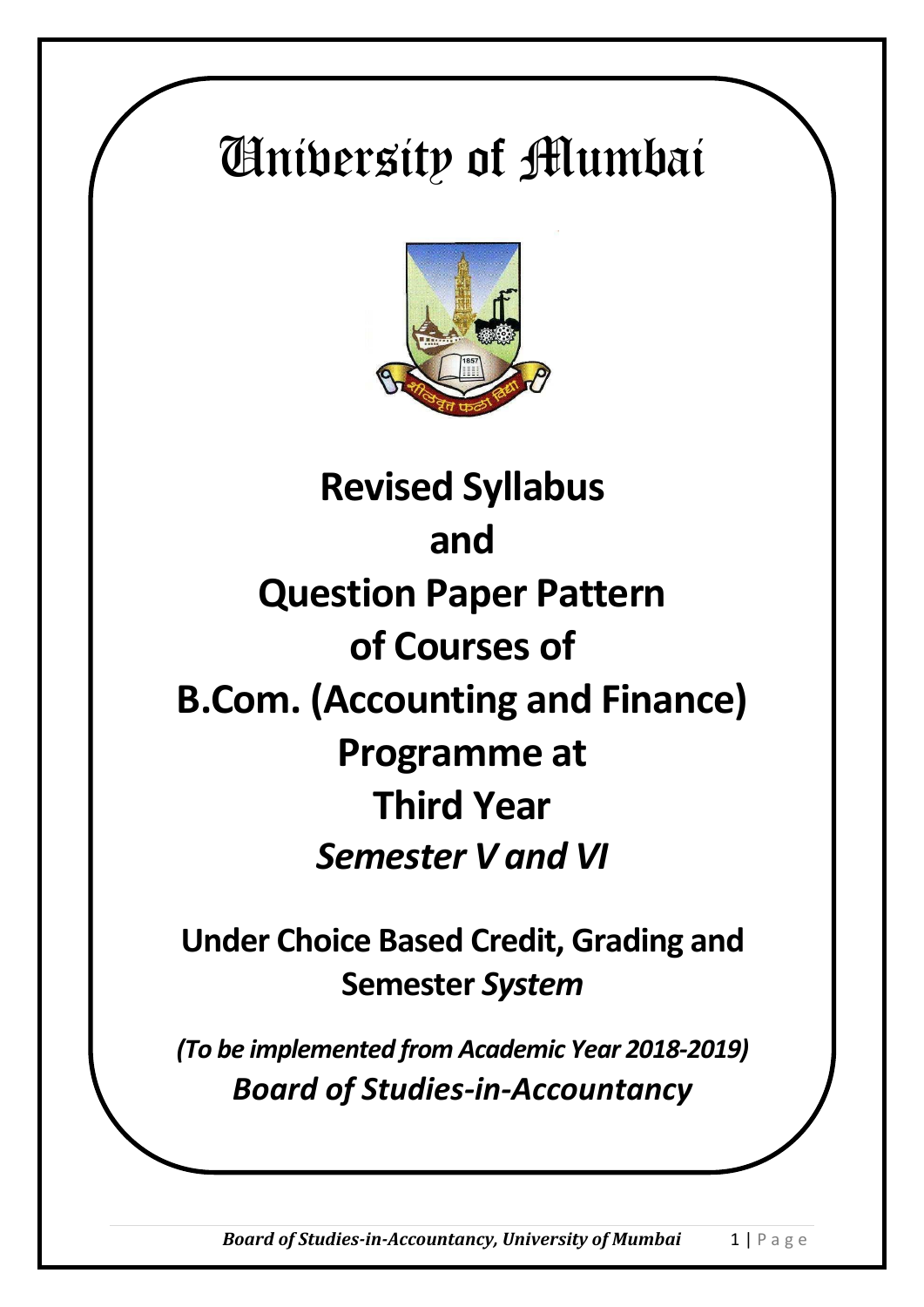# University of Mumbai

## Revised Syllabus and Question Paper Pattern of Courses of B.Com. (Accounting and Finance) Programme at Third Year *Semester V and VI*

### Under Choice Based Credit, Grading and Semester *System*

***(To be implemented from Academic Year 2018-2019)***

***Board of Studies-in-Accountancy***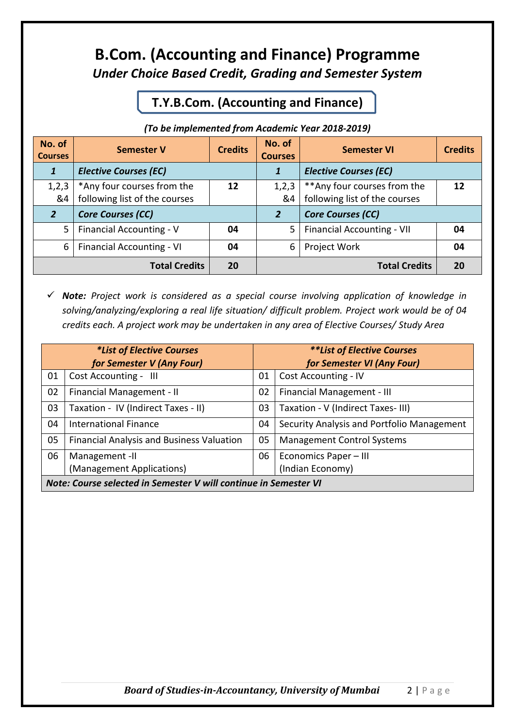# B.Com. (Accounting and Finance) Programme

***Under Choice Based Credit, Grading and Semester System***

## T.Y.B.Com. (Accounting and Finance)

***(To be implemented from Academic Year 2018-2019)***

| No. of Courses | Semester V | Credits | No. of Courses | Semester VI | Credits |
|---|---|---|---|---|---|
| ***1*** | ***Elective Courses (EC)*** | | ***1*** | ***Elective Courses (EC)*** | |
| 1,2,3 &4 | *Any four courses from the following list of the courses | **12** | 1,2,3 &4 | **Any four courses from the following list of the courses | **12** |
| ***2*** | ***Core Courses (CC)*** | | ***2*** | ***Core Courses (CC)*** | |
| 5 | Financial Accounting - V | **04** | 5 | Financial Accounting - VII | **04** |
| 6 | Financial Accounting - VI | **04** | 6 | Project Work | **04** |
| | **Total Credits** | **20** | | **Total Credits** | **20** |

- ✓ ***Note:*** *Project work is considered as a special course involving application of knowledge in solving/analyzing/exploring a real life situation/ difficult problem. Project work would be of 04 credits each. A project work may be undertaken in any area of Elective Courses/ Study Area*

| ***\*List of Elective Courses for Semester V (Any Four)*** | | ***\*\*List of Elective Courses for Semester VI (Any Four)*** | |
|---|---|---|---|
| 01 | Cost Accounting - III | 01 | Cost Accounting - IV |
| 02 | Financial Management - II | 02 | Financial Management - III |
| 03 | Taxation - IV (Indirect Taxes - II) | 03 | Taxation - V (Indirect Taxes- III) |
| 04 | International Finance | 04 | Security Analysis and Portfolio Management |
| 05 | Financial Analysis and Business Valuation | 05 | Management Control Systems |
| 06 | Management -II (Management Applications) | 06 | Economics Paper – III (Indian Economy) |
| ***Note: Course selected in Semester V will continue in Semester VI*** | | | |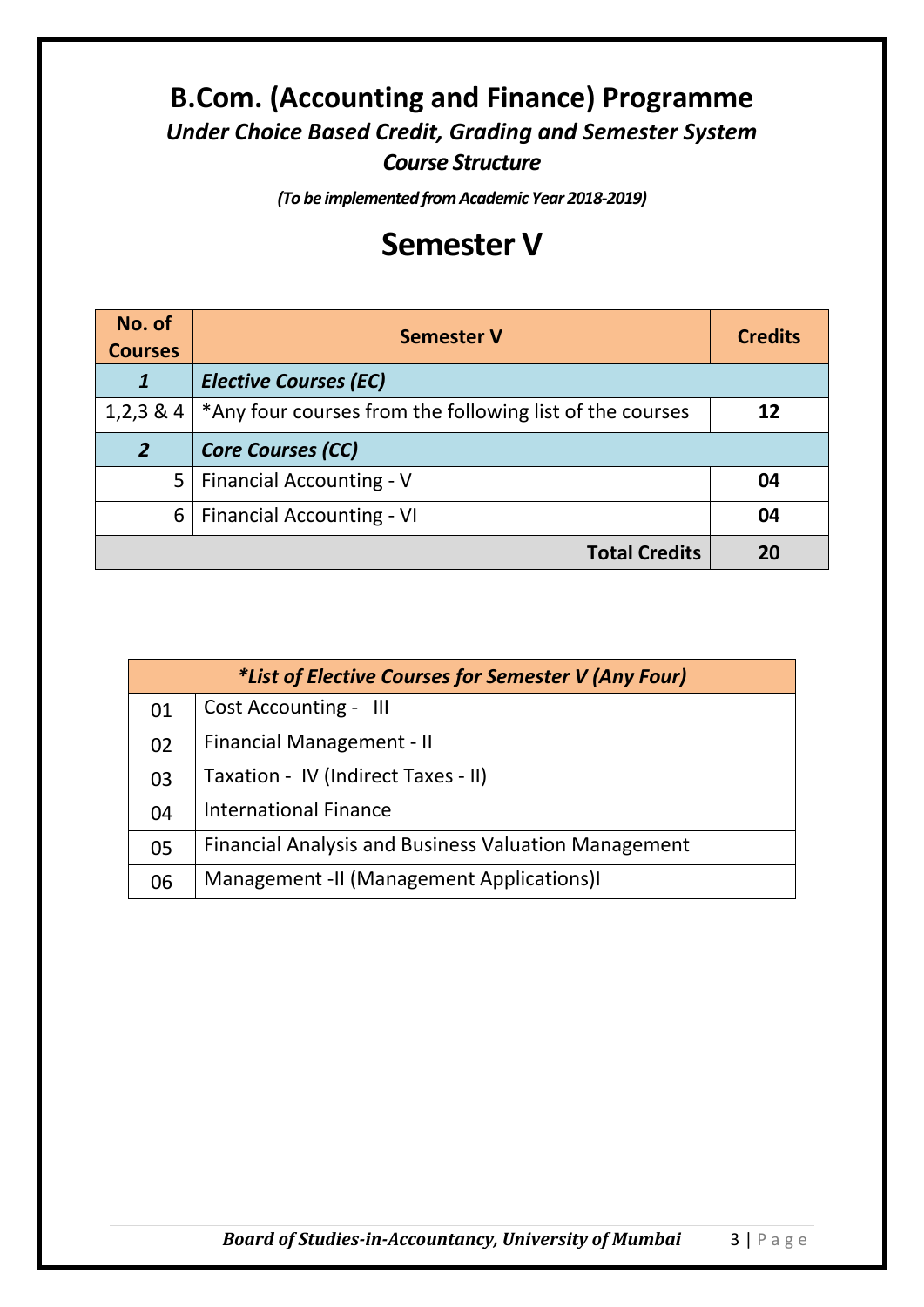# B.Com. (Accounting and Finance) Programme

### *Under Choice Based Credit, Grading and Semester System*

### *Course Structure*

***(To be implemented from Academic Year 2018-2019)***

## Semester V

| No. of Courses | Semester V | Credits |
|---|---|---|
| ***1*** | ***Elective Courses (EC)*** | |
| 1,2,3 & 4 | *Any four courses from the following list of the courses | **12** |
| ***2*** | ***Core Courses (CC)*** | |
| 5 | Financial Accounting - V | **04** |
| 6 | Financial Accounting - VI | **04** |
| | **Total Credits** | **20** |

| ***\*List of Elective Courses for Semester V (Any Four)*** | |
|---|---|
| 01 | Cost Accounting - III |
| 02 | Financial Management - II |
| 03 | Taxation - IV (Indirect Taxes - II) |
| 04 | International Finance |
| 05 | Financial Analysis and Business Valuation Management |
| 06 | Management -II (Management Applications)I |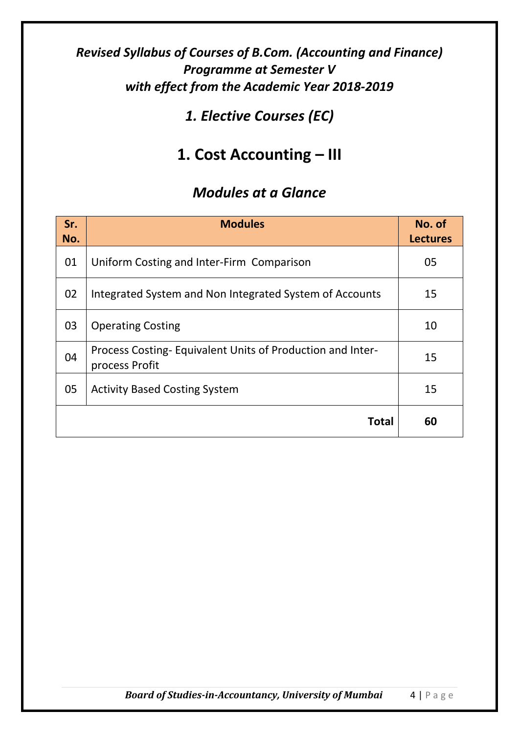***Revised Syllabus of Courses of B.Com. (Accounting and Finance) Programme at Semester V with effect from the Academic Year 2018-2019***

## *1. Elective Courses (EC)*

# 1. Cost Accounting – III

## *Modules at a Glance*

| Sr. No. | Modules | No. of Lectures |
|---|---|---|
| 01 | Uniform Costing and Inter-Firm Comparison | 05 |
| 02 | Integrated System and Non Integrated System of Accounts | 15 |
| 03 | Operating Costing | 10 |
| 04 | Process Costing- Equivalent Units of Production and Inter-process Profit | 15 |
| 05 | Activity Based Costing System | 15 |
| | **Total** | **60** |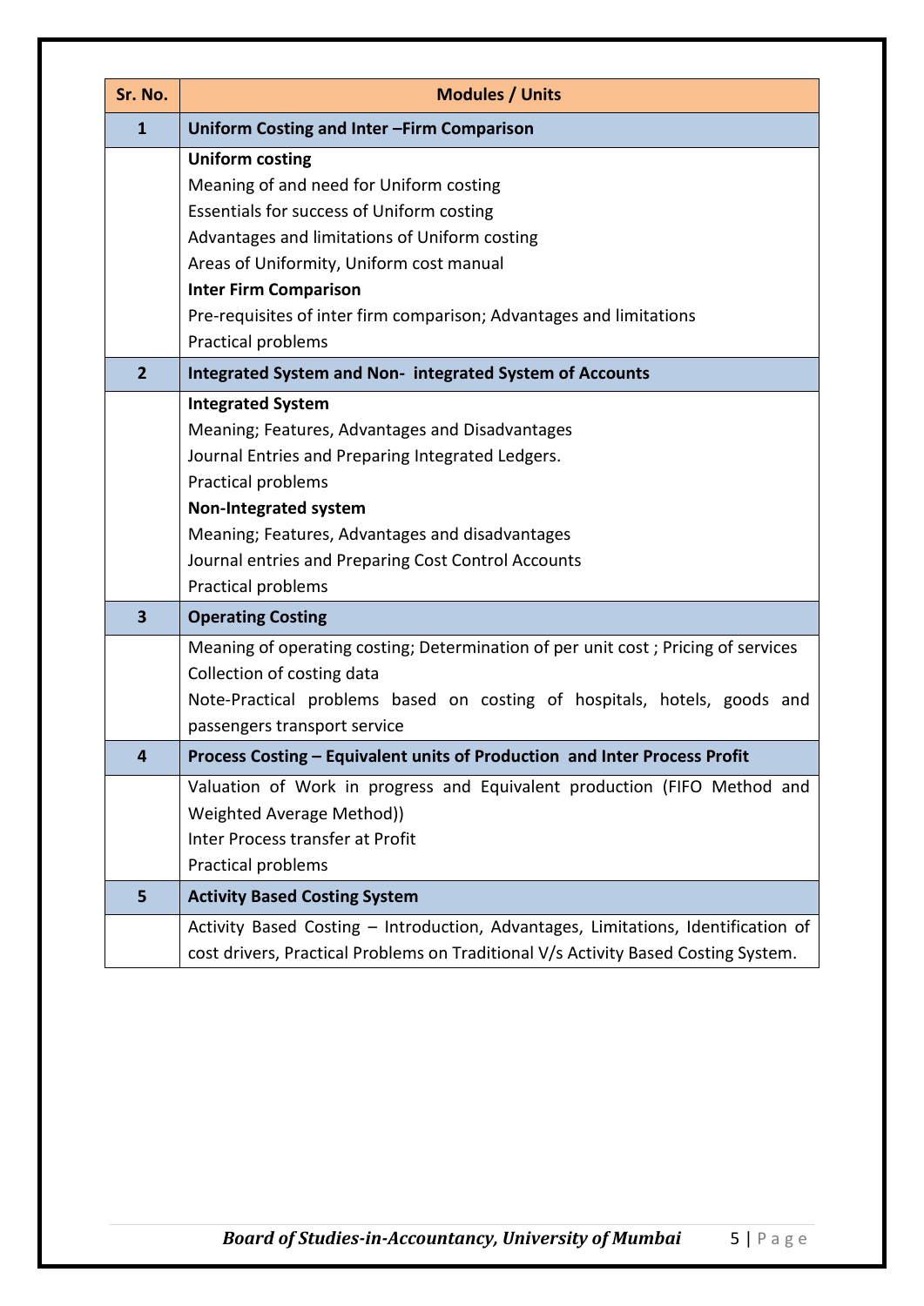| Sr. No. | Modules / Units |
|---|---|
| **1** | **Uniform Costing and Inter –Firm Comparison** |
| | **Uniform costing**<br>Meaning of and need for Uniform costing<br>Essentials for success of Uniform costing<br>Advantages and limitations of Uniform costing<br>Areas of Uniformity, Uniform cost manual<br>**Inter Firm Comparison**<br>Pre-requisites of inter firm comparison; Advantages and limitations<br>Practical problems |
| **2** | **Integrated System and Non- integrated System of Accounts** |
| | **Integrated System**<br>Meaning; Features, Advantages and Disadvantages<br>Journal Entries and Preparing Integrated Ledgers.<br>Practical problems<br>**Non-Integrated system**<br>Meaning; Features, Advantages and disadvantages<br>Journal entries and Preparing Cost Control Accounts<br>Practical problems |
| **3** | **Operating Costing** |
| | Meaning of operating costing; Determination of per unit cost ; Pricing of services<br>Collection of costing data<br>Note-Practical problems based on costing of hospitals, hotels, goods and passengers transport service |
| **4** | **Process Costing – Equivalent units of Production and Inter Process Profit** |
| | Valuation of Work in progress and Equivalent production (FIFO Method and Weighted Average Method))<br>Inter Process transfer at Profit<br>Practical problems |
| **5** | **Activity Based Costing System** |
| | Activity Based Costing – Introduction, Advantages, Limitations, Identification of cost drivers, Practical Problems on Traditional V/s Activity Based Costing System. |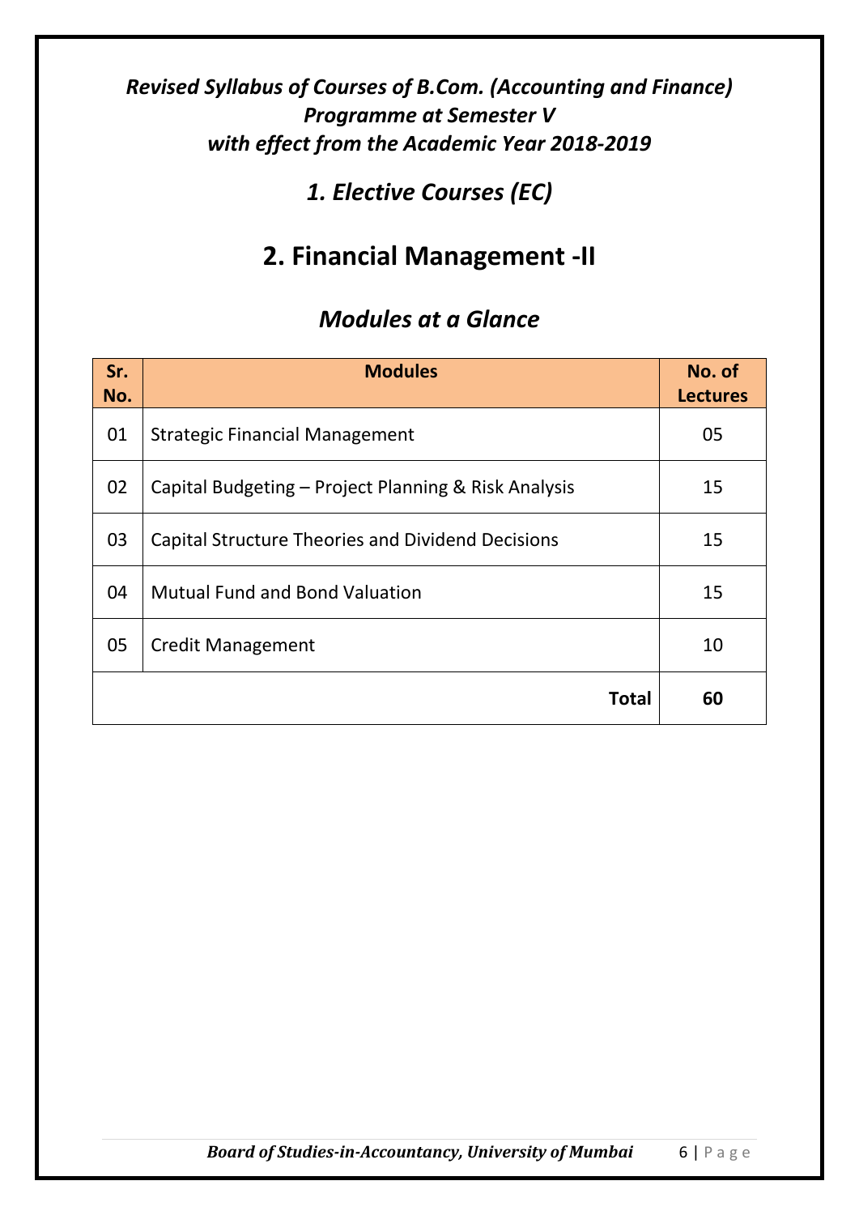*Revised Syllabus of Courses of B.Com. (Accounting and Finance) Programme at Semester V with effect from the Academic Year 2018-2019*

## *1. Elective Courses (EC)*

# 2. Financial Management -II

## *Modules at a Glance*

| Sr. No. | Modules | No. of Lectures |
|---|---|---|
| 01 | Strategic Financial Management | 05 |
| 02 | Capital Budgeting – Project Planning & Risk Analysis | 15 |
| 03 | Capital Structure Theories and Dividend Decisions | 15 |
| 04 | Mutual Fund and Bond Valuation | 15 |
| 05 | Credit Management | 10 |
| | **Total** | **60** |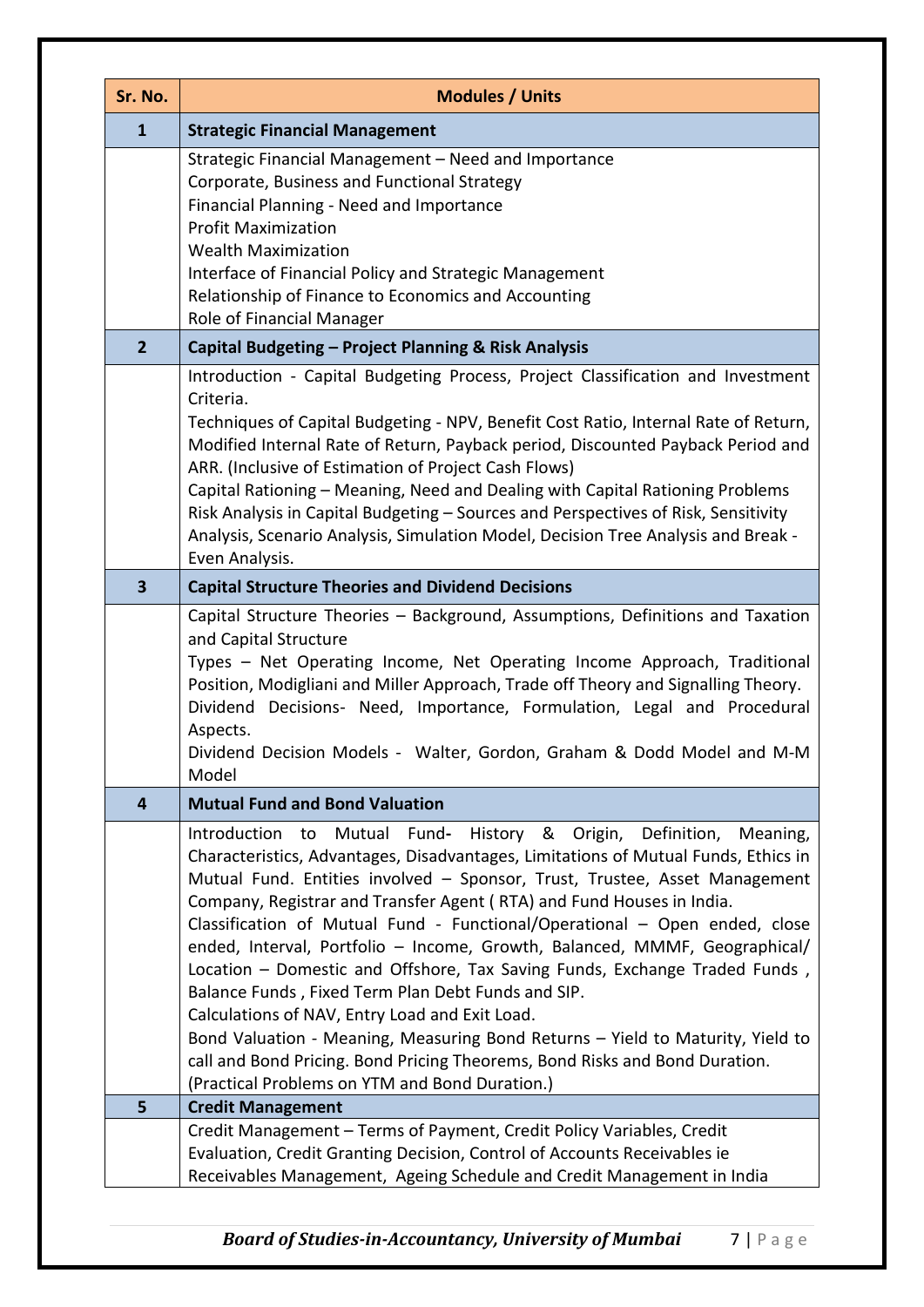| Sr. No. | Modules / Units |
|---|---|
| **1** | **Strategic Financial Management** |
| | Strategic Financial Management – Need and Importance<br>Corporate, Business and Functional Strategy<br>Financial Planning - Need and Importance<br>Profit Maximization<br>Wealth Maximization<br>Interface of Financial Policy and Strategic Management<br>Relationship of Finance to Economics and Accounting<br>Role of Financial Manager |
| **2** | **Capital Budgeting – Project Planning & Risk Analysis** |
| | Introduction - Capital Budgeting Process, Project Classification and Investment Criteria.<br>Techniques of Capital Budgeting - NPV, Benefit Cost Ratio, Internal Rate of Return, Modified Internal Rate of Return, Payback period, Discounted Payback Period and ARR. (Inclusive of Estimation of Project Cash Flows)<br>Capital Rationing – Meaning, Need and Dealing with Capital Rationing Problems<br>Risk Analysis in Capital Budgeting – Sources and Perspectives of Risk, Sensitivity Analysis, Scenario Analysis, Simulation Model, Decision Tree Analysis and Break - Even Analysis. |
| **3** | **Capital Structure Theories and Dividend Decisions** |
| | Capital Structure Theories – Background, Assumptions, Definitions and Taxation and Capital Structure<br>Types – Net Operating Income, Net Operating Income Approach, Traditional Position, Modigliani and Miller Approach, Trade off Theory and Signalling Theory.<br>Dividend Decisions- Need, Importance, Formulation, Legal and Procedural Aspects.<br>Dividend Decision Models - Walter, Gordon, Graham & Dodd Model and M-M Model |
| **4** | **Mutual Fund and Bond Valuation** |
| | Introduction to Mutual Fund- History & Origin, Definition, Meaning, Characteristics, Advantages, Disadvantages, Limitations of Mutual Funds, Ethics in Mutual Fund. Entities involved – Sponsor, Trust, Trustee, Asset Management Company, Registrar and Transfer Agent ( RTA) and Fund Houses in India.<br>Classification of Mutual Fund - Functional/Operational – Open ended, close ended, Interval, Portfolio – Income, Growth, Balanced, MMMF, Geographical/ Location – Domestic and Offshore, Tax Saving Funds, Exchange Traded Funds , Balance Funds , Fixed Term Plan Debt Funds and SIP.<br>Calculations of NAV, Entry Load and Exit Load.<br>Bond Valuation - Meaning, Measuring Bond Returns – Yield to Maturity, Yield to call and Bond Pricing. Bond Pricing Theorems, Bond Risks and Bond Duration. (Practical Problems on YTM and Bond Duration.) |
| **5** | **Credit Management** |
| | Credit Management – Terms of Payment, Credit Policy Variables, Credit Evaluation, Credit Granting Decision, Control of Accounts Receivables ie Receivables Management, Ageing Schedule and Credit Management in India |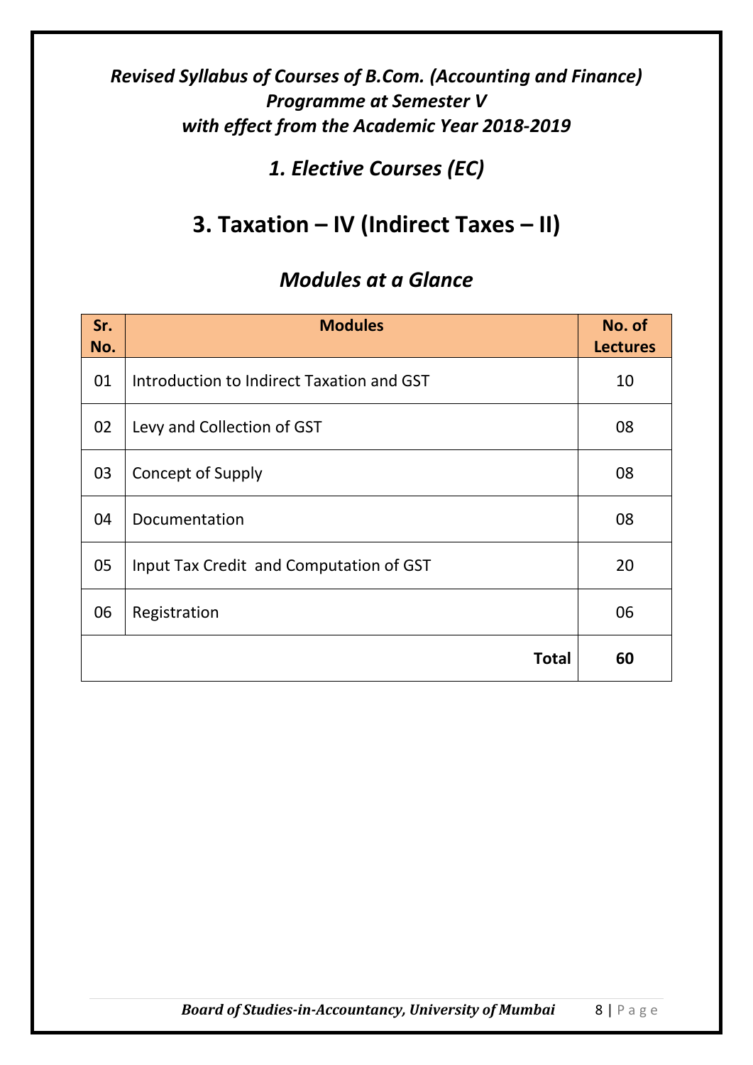*Revised Syllabus of Courses of B.Com. (Accounting and Finance) Programme at Semester V with effect from the Academic Year 2018-2019*

## *1. Elective Courses (EC)*

# 3. Taxation – IV (Indirect Taxes – II)

## *Modules at a Glance*

| Sr. No. | Modules | No. of Lectures |
|---|---|---|
| 01 | Introduction to Indirect Taxation and GST | 10 |
| 02 | Levy and Collection of GST | 08 |
| 03 | Concept of Supply | 08 |
| 04 | Documentation | 08 |
| 05 | Input Tax Credit and Computation of GST | 20 |
| 06 | Registration | 06 |
| | **Total** | **60** |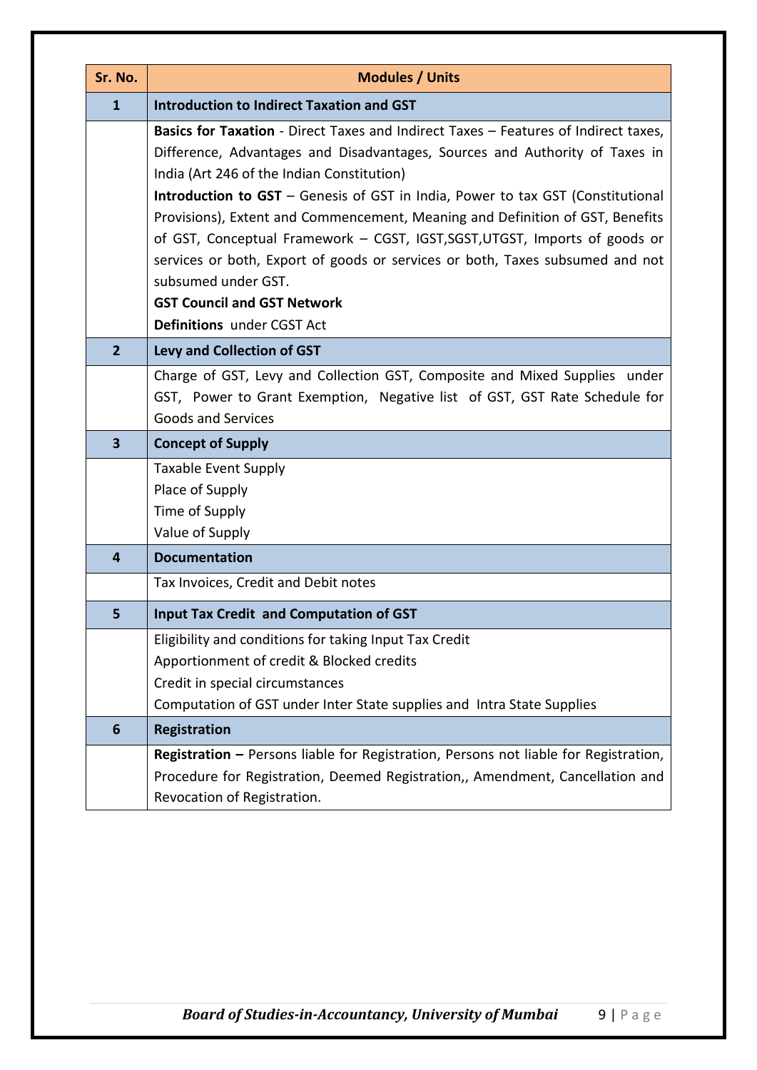| Sr. No. | Modules / Units |
|---|---|
| **1** | **Introduction to Indirect Taxation and GST** |
| | **Basics for Taxation** - Direct Taxes and Indirect Taxes – Features of Indirect taxes, Difference, Advantages and Disadvantages, Sources and Authority of Taxes in India (Art 246 of the Indian Constitution)<br>**Introduction to GST** – Genesis of GST in India, Power to tax GST (Constitutional Provisions), Extent and Commencement, Meaning and Definition of GST, Benefits of GST, Conceptual Framework – CGST, IGST,SGST,UTGST, Imports of goods or services or both, Export of goods or services or both, Taxes subsumed and not subsumed under GST.<br>**GST Council and GST Network**<br>**Definitions** under CGST Act |
| **2** | **Levy and Collection of GST** |
| | Charge of GST, Levy and Collection GST, Composite and Mixed Supplies under GST, Power to Grant Exemption, Negative list of GST, GST Rate Schedule for Goods and Services |
| **3** | **Concept of Supply** |
| | Taxable Event Supply<br>Place of Supply<br>Time of Supply<br>Value of Supply |
| **4** | **Documentation** |
| | Tax Invoices, Credit and Debit notes |
| **5** | **Input Tax Credit and Computation of GST** |
| | Eligibility and conditions for taking Input Tax Credit<br>Apportionment of credit & Blocked credits<br>Credit in special circumstances<br>Computation of GST under Inter State supplies and Intra State Supplies |
| **6** | **Registration** |
| | **Registration –** Persons liable for Registration, Persons not liable for Registration, Procedure for Registration, Deemed Registration,, Amendment, Cancellation and Revocation of Registration. |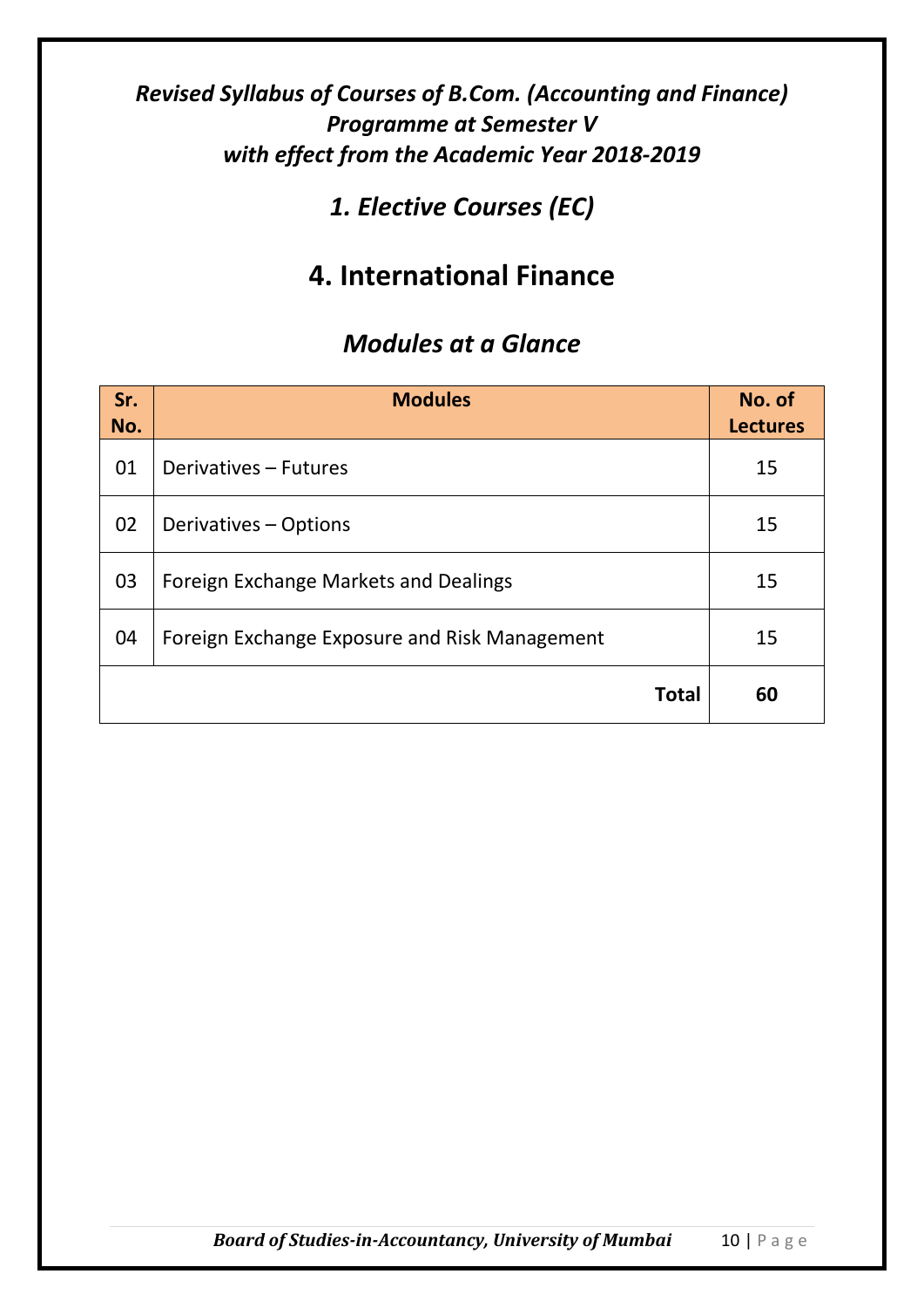***Revised Syllabus of Courses of B.Com. (Accounting and Finance) Programme at Semester V***
***with effect from the Academic Year 2018-2019***

## *1. Elective Courses (EC)*

# 4. International Finance

## *Modules at a Glance*

| Sr. No. | Modules | No. of Lectures |
|---|---|---|
| 01 | Derivatives – Futures | 15 |
| 02 | Derivatives – Options | 15 |
| 03 | Foreign Exchange Markets and Dealings | 15 |
| 04 | Foreign Exchange Exposure and Risk Management | 15 |
| | **Total** | **60** |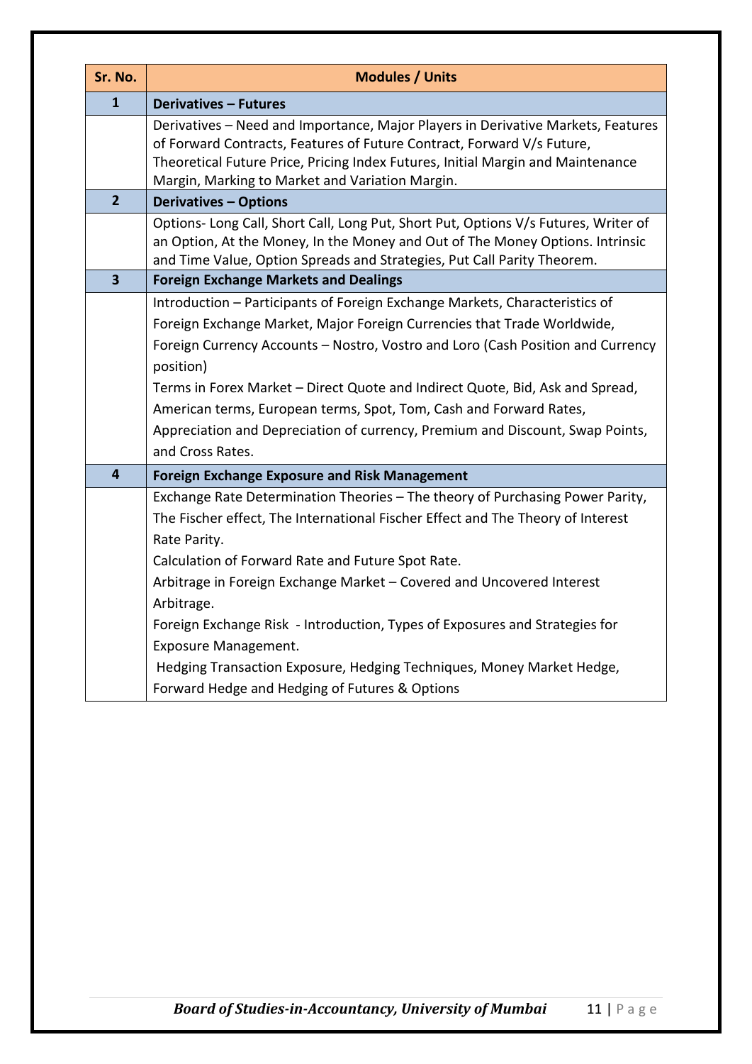| Sr. No. | Modules / Units |
|---|---|
| **1** | **Derivatives – Futures** |
| | Derivatives – Need and Importance, Major Players in Derivative Markets, Features of Forward Contracts, Features of Future Contract, Forward V/s Future, Theoretical Future Price, Pricing Index Futures, Initial Margin and Maintenance Margin, Marking to Market and Variation Margin. |
| **2** | **Derivatives – Options** |
| | Options- Long Call, Short Call, Long Put, Short Put, Options V/s Futures, Writer of an Option, At the Money, In the Money and Out of The Money Options. Intrinsic and Time Value, Option Spreads and Strategies, Put Call Parity Theorem. |
| **3** | **Foreign Exchange Markets and Dealings** |
| | Introduction – Participants of Foreign Exchange Markets, Characteristics of Foreign Exchange Market, Major Foreign Currencies that Trade Worldwide, Foreign Currency Accounts – Nostro, Vostro and Loro (Cash Position and Currency position)<br>Terms in Forex Market – Direct Quote and Indirect Quote, Bid, Ask and Spread, American terms, European terms, Spot, Tom, Cash and Forward Rates, Appreciation and Depreciation of currency, Premium and Discount, Swap Points, and Cross Rates. |
| **4** | **Foreign Exchange Exposure and Risk Management** |
| | Exchange Rate Determination Theories – The theory of Purchasing Power Parity, The Fischer effect, The International Fischer Effect and The Theory of Interest Rate Parity.<br>Calculation of Forward Rate and Future Spot Rate.<br>Arbitrage in Foreign Exchange Market – Covered and Uncovered Interest Arbitrage.<br>Foreign Exchange Risk - Introduction, Types of Exposures and Strategies for Exposure Management.<br>Hedging Transaction Exposure, Hedging Techniques, Money Market Hedge, Forward Hedge and Hedging of Futures & Options |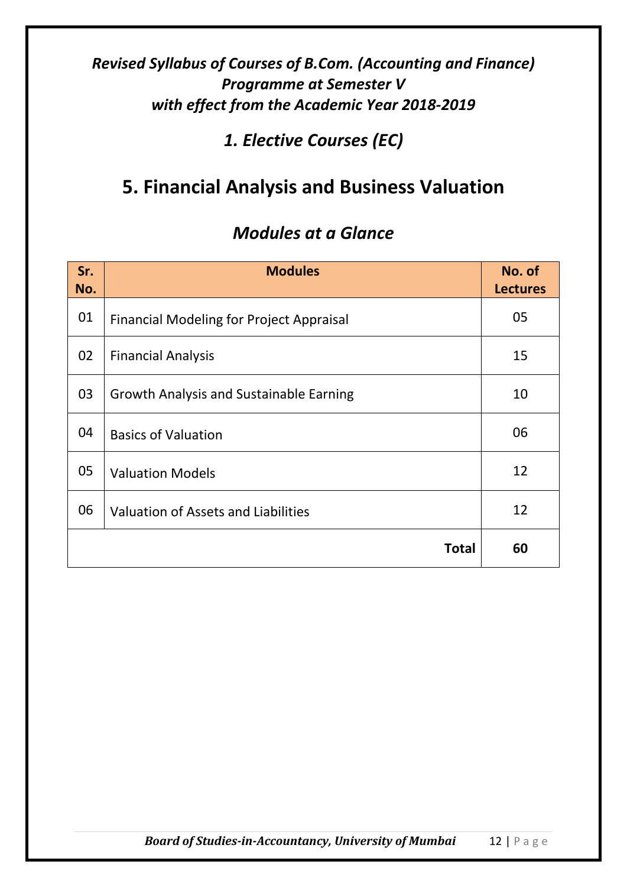*Revised Syllabus of Courses of B.Com. (Accounting and Finance) Programme at Semester V with effect from the Academic Year 2018-2019*

## *1. Elective Courses (EC)*

# 5. Financial Analysis and Business Valuation

## *Modules at a Glance*

| Sr. No. | Modules | No. of Lectures |
|---|---|---|
| 01 | Financial Modeling for Project Appraisal | 05 |
| 02 | Financial Analysis | 15 |
| 03 | Growth Analysis and Sustainable Earning | 10 |
| 04 | Basics of Valuation | 06 |
| 05 | Valuation Models | 12 |
| 06 | Valuation of Assets and Liabilities | 12 |
| | **Total** | **60** |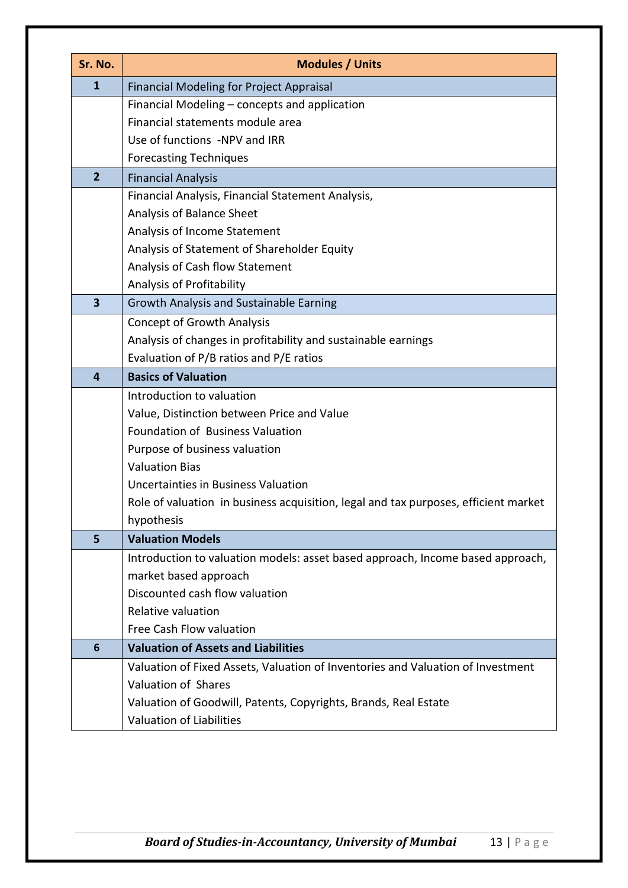| Sr. No. | Modules / Units |
|---|---|
| 1 | Financial Modeling for Project Appraisal |
| | Financial Modeling – concepts and application<br>Financial statements module area<br>Use of functions -NPV and IRR<br>Forecasting Techniques |
| 2 | Financial Analysis |
| | Financial Analysis, Financial Statement Analysis,<br>Analysis of Balance Sheet<br>Analysis of Income Statement<br>Analysis of Statement of Shareholder Equity<br>Analysis of Cash flow Statement<br>Analysis of Profitability |
| 3 | Growth Analysis and Sustainable Earning |
| | Concept of Growth Analysis<br>Analysis of changes in profitability and sustainable earnings<br>Evaluation of P/B ratios and P/E ratios |
| 4 | **Basics of Valuation** |
| | Introduction to valuation<br>Value, Distinction between Price and Value<br>Foundation of Business Valuation<br>Purpose of business valuation<br>Valuation Bias<br>Uncertainties in Business Valuation<br>Role of valuation in business acquisition, legal and tax purposes, efficient market hypothesis |
| 5 | **Valuation Models** |
| | Introduction to valuation models: asset based approach, Income based approach, market based approach<br>Discounted cash flow valuation<br>Relative valuation<br>Free Cash Flow valuation |
| 6 | **Valuation of Assets and Liabilities** |
| | Valuation of Fixed Assets, Valuation of Inventories and Valuation of Investment<br>Valuation of Shares<br>Valuation of Goodwill, Patents, Copyrights, Brands, Real Estate<br>Valuation of Liabilities |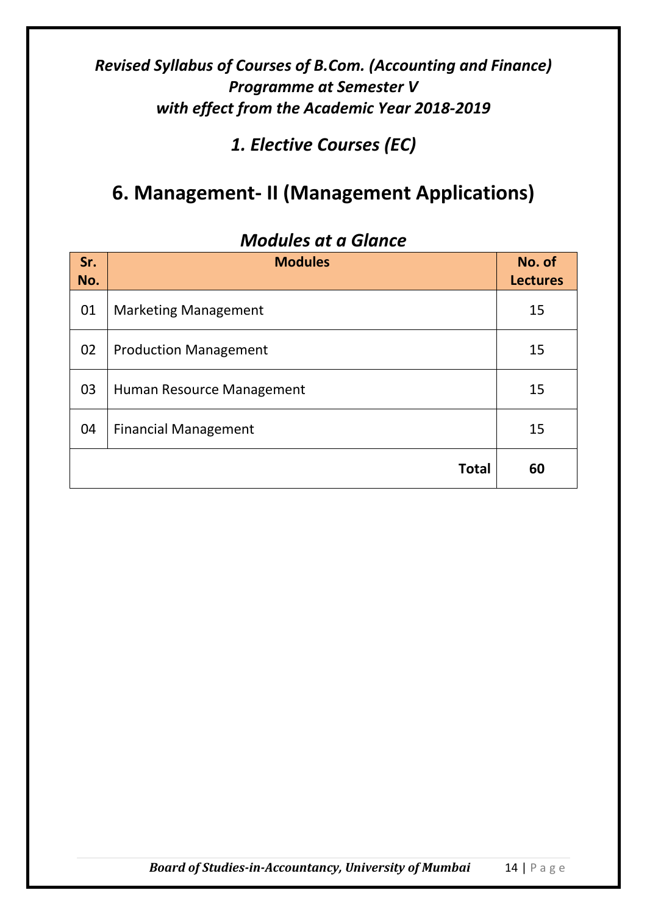*Revised Syllabus of Courses of B.Com. (Accounting and Finance) Programme at Semester V with effect from the Academic Year 2018-2019*

## *1. Elective Courses (EC)*

# 6. Management- II (Management Applications)

### *Modules at a Glance*

| Sr. No. | Modules | No. of Lectures |
|---|---|---|
| 01 | Marketing Management | 15 |
| 02 | Production Management | 15 |
| 03 | Human Resource Management | 15 |
| 04 | Financial Management | 15 |
| | **Total** | **60** |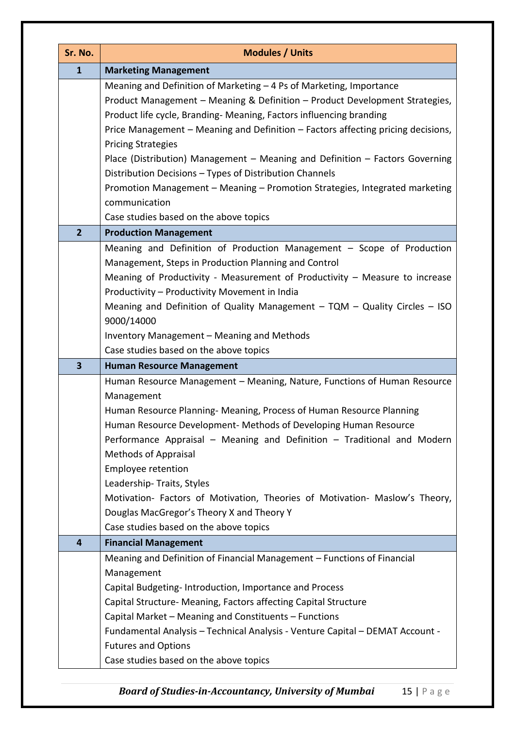| Sr. No. | Modules / Units |
|---|---|
| **1** | **Marketing Management** |
| | Meaning and Definition of Marketing – 4 Ps of Marketing, Importance<br>Product Management – Meaning & Definition – Product Development Strategies, Product life cycle, Branding- Meaning, Factors influencing branding<br>Price Management – Meaning and Definition – Factors affecting pricing decisions, Pricing Strategies<br>Place (Distribution) Management – Meaning and Definition – Factors Governing Distribution Decisions – Types of Distribution Channels<br>Promotion Management – Meaning – Promotion Strategies, Integrated marketing communication<br>Case studies based on the above topics |
| **2** | **Production Management** |
| | Meaning and Definition of Production Management – Scope of Production Management, Steps in Production Planning and Control<br>Meaning of Productivity - Measurement of Productivity – Measure to increase Productivity – Productivity Movement in India<br>Meaning and Definition of Quality Management – TQM – Quality Circles – ISO 9000/14000<br>Inventory Management – Meaning and Methods<br>Case studies based on the above topics |
| **3** | **Human Resource Management** |
| | Human Resource Management – Meaning, Nature, Functions of Human Resource Management<br>Human Resource Planning- Meaning, Process of Human Resource Planning<br>Human Resource Development- Methods of Developing Human Resource<br>Performance Appraisal – Meaning and Definition – Traditional and Modern Methods of Appraisal<br>Employee retention<br>Leadership- Traits, Styles<br>Motivation- Factors of Motivation, Theories of Motivation- Maslow's Theory, Douglas MacGregor's Theory X and Theory Y<br>Case studies based on the above topics |
| **4** | **Financial Management** |
| | Meaning and Definition of Financial Management – Functions of Financial Management<br>Capital Budgeting- Introduction, Importance and Process<br>Capital Structure- Meaning, Factors affecting Capital Structure<br>Capital Market – Meaning and Constituents – Functions<br>Fundamental Analysis – Technical Analysis - Venture Capital – DEMAT Account - Futures and Options<br>Case studies based on the above topics |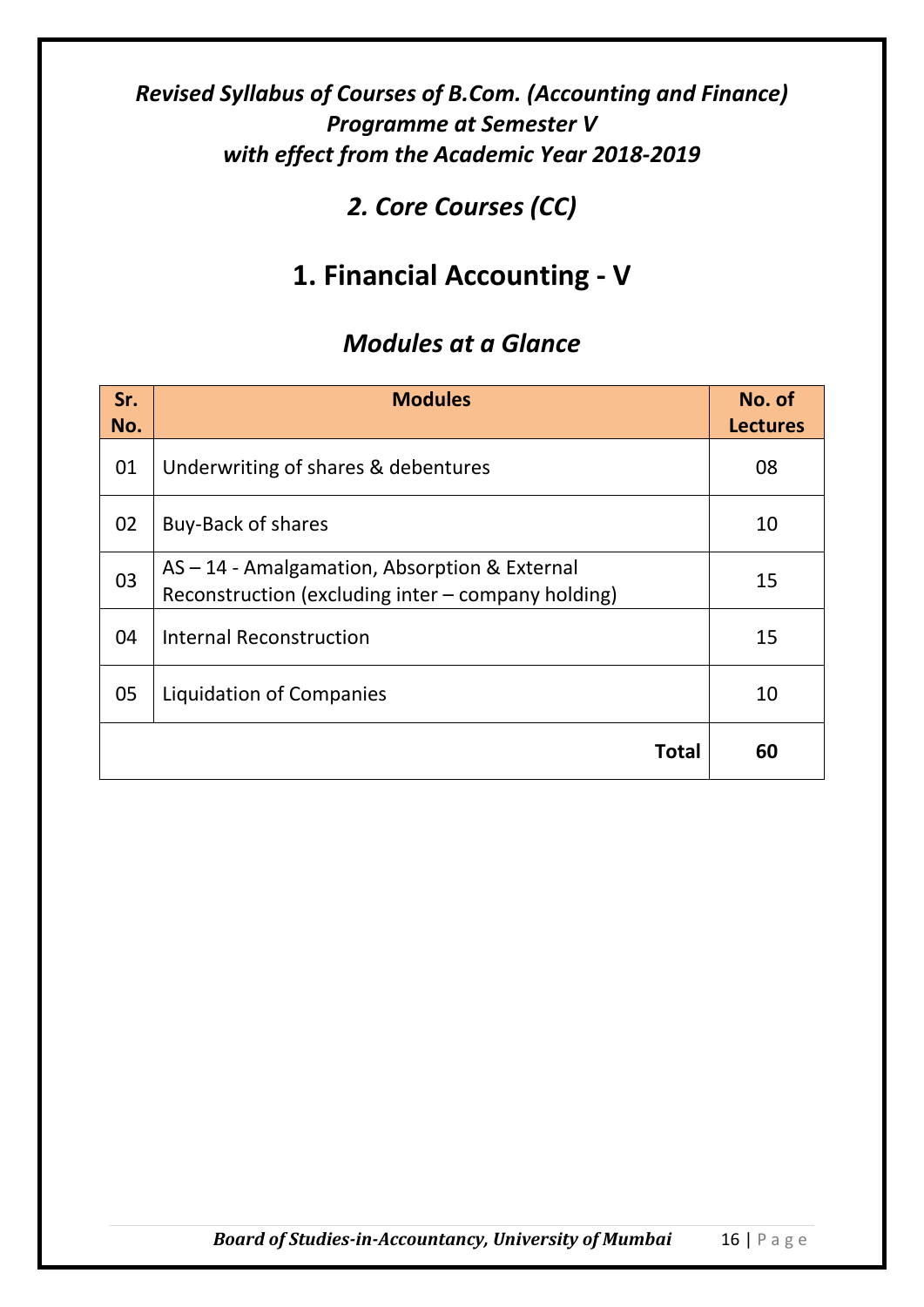***Revised Syllabus of Courses of B.Com. (Accounting and Finance) Programme at Semester V with effect from the Academic Year 2018-2019***

## *2. Core Courses (CC)*

# 1. Financial Accounting - V

## *Modules at a Glance*

| Sr. No. | Modules | No. of Lectures |
|---|---|---|
| 01 | Underwriting of shares & debentures | 08 |
| 02 | Buy-Back of shares | 10 |
| 03 | AS – 14 - Amalgamation, Absorption & External Reconstruction (excluding inter – company holding) | 15 |
| 04 | Internal Reconstruction | 15 |
| 05 | Liquidation of Companies | 10 |
| | **Total** | **60** |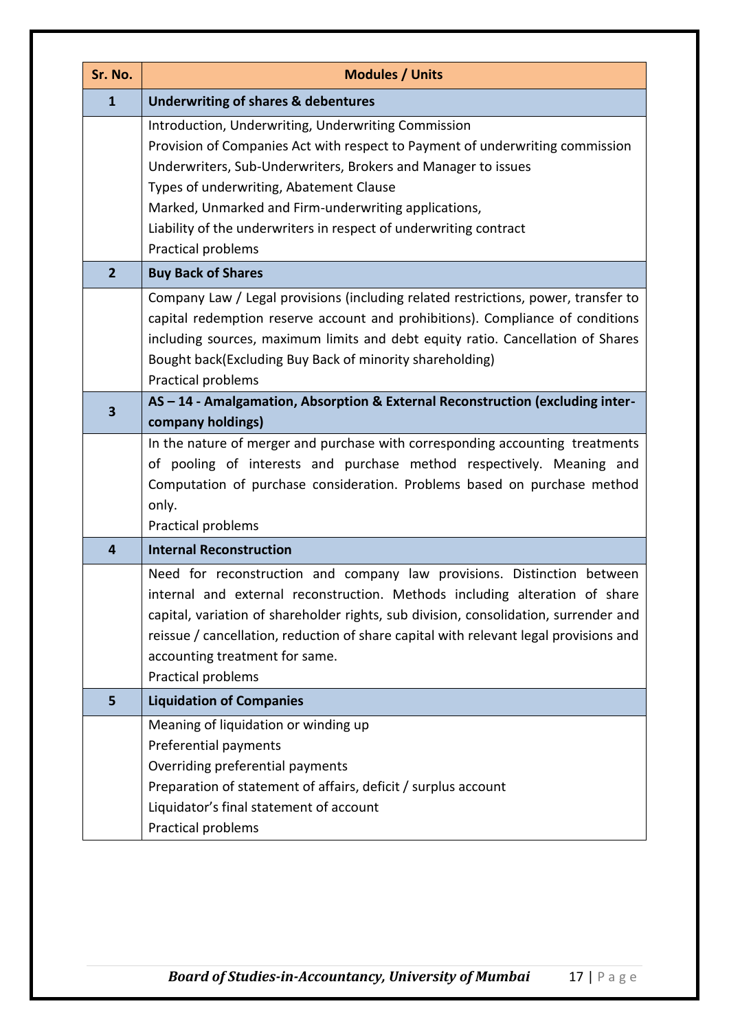| Sr. No. | Modules / Units |
|---|---|
| **1** | **Underwriting of shares & debentures** |
| | Introduction, Underwriting, Underwriting Commission<br>Provision of Companies Act with respect to Payment of underwriting commission<br>Underwriters, Sub-Underwriters, Brokers and Manager to issues<br>Types of underwriting, Abatement Clause<br>Marked, Unmarked and Firm-underwriting applications,<br>Liability of the underwriters in respect of underwriting contract<br>Practical problems |
| **2** | **Buy Back of Shares** |
| | Company Law / Legal provisions (including related restrictions, power, transfer to capital redemption reserve account and prohibitions). Compliance of conditions including sources, maximum limits and debt equity ratio. Cancellation of Shares Bought back(Excluding Buy Back of minority shareholding)<br>Practical problems |
| **3** | **AS – 14 - Amalgamation, Absorption & External Reconstruction (excluding inter-company holdings)** |
| | In the nature of merger and purchase with corresponding accounting treatments of pooling of interests and purchase method respectively. Meaning and Computation of purchase consideration. Problems based on purchase method only.<br>Practical problems |
| **4** | **Internal Reconstruction** |
| | Need for reconstruction and company law provisions. Distinction between internal and external reconstruction. Methods including alteration of share capital, variation of shareholder rights, sub division, consolidation, surrender and reissue / cancellation, reduction of share capital with relevant legal provisions and accounting treatment for same.<br>Practical problems |
| **5** | **Liquidation of Companies** |
| | Meaning of liquidation or winding up<br>Preferential payments<br>Overriding preferential payments<br>Preparation of statement of affairs, deficit / surplus account<br>Liquidator's final statement of account<br>Practical problems |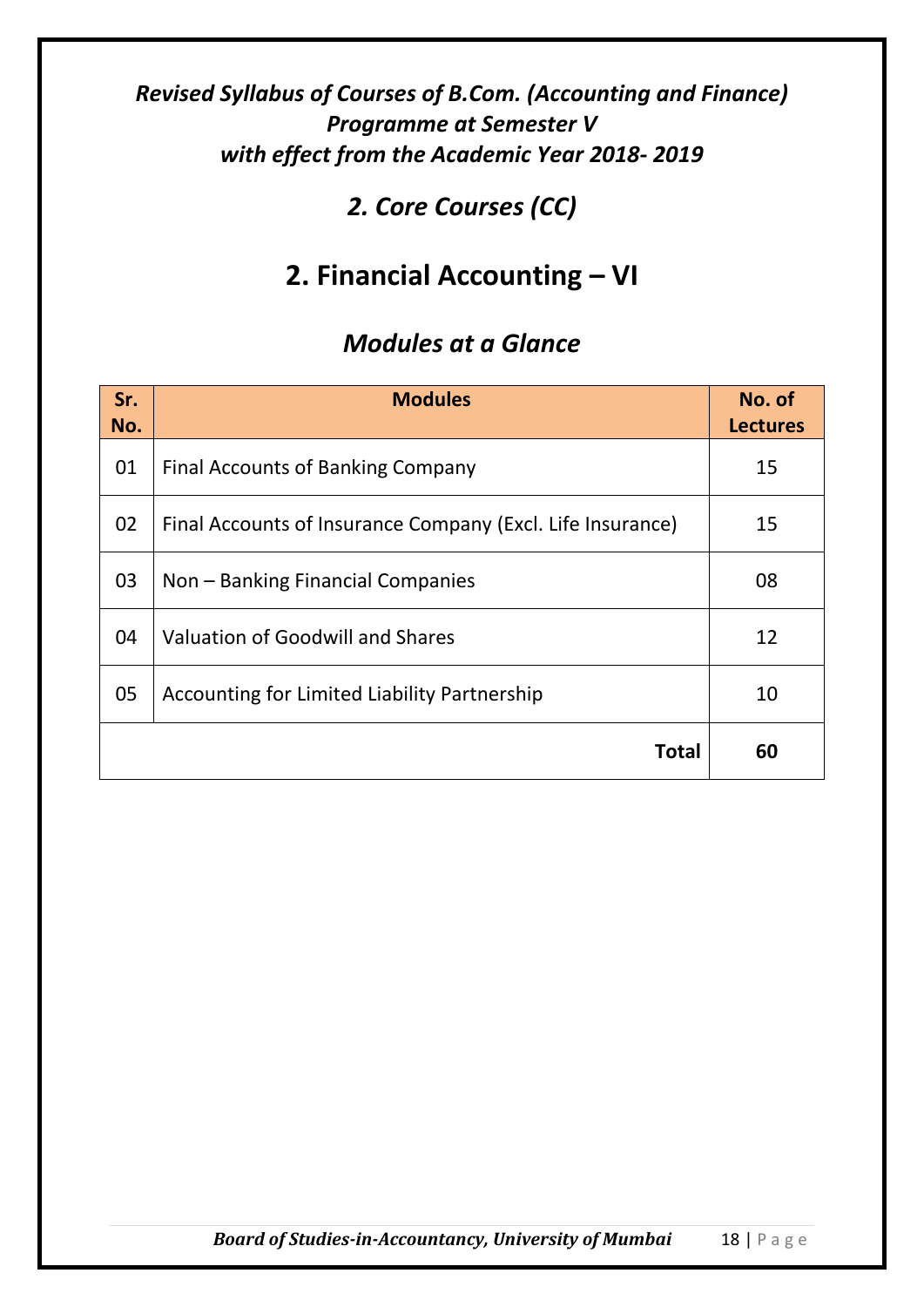***Revised Syllabus of Courses of B.Com. (Accounting and Finance) Programme at Semester V with effect from the Academic Year 2018- 2019***

## *2. Core Courses (CC)*

# 2. Financial Accounting – VI

## *Modules at a Glance*

| Sr. No. | Modules | No. of Lectures |
|---|---|---|
| 01 | Final Accounts of Banking Company | 15 |
| 02 | Final Accounts of Insurance Company (Excl. Life Insurance) | 15 |
| 03 | Non – Banking Financial Companies | 08 |
| 04 | Valuation of Goodwill and Shares | 12 |
| 05 | Accounting for Limited Liability Partnership | 10 |
| | **Total** | **60** |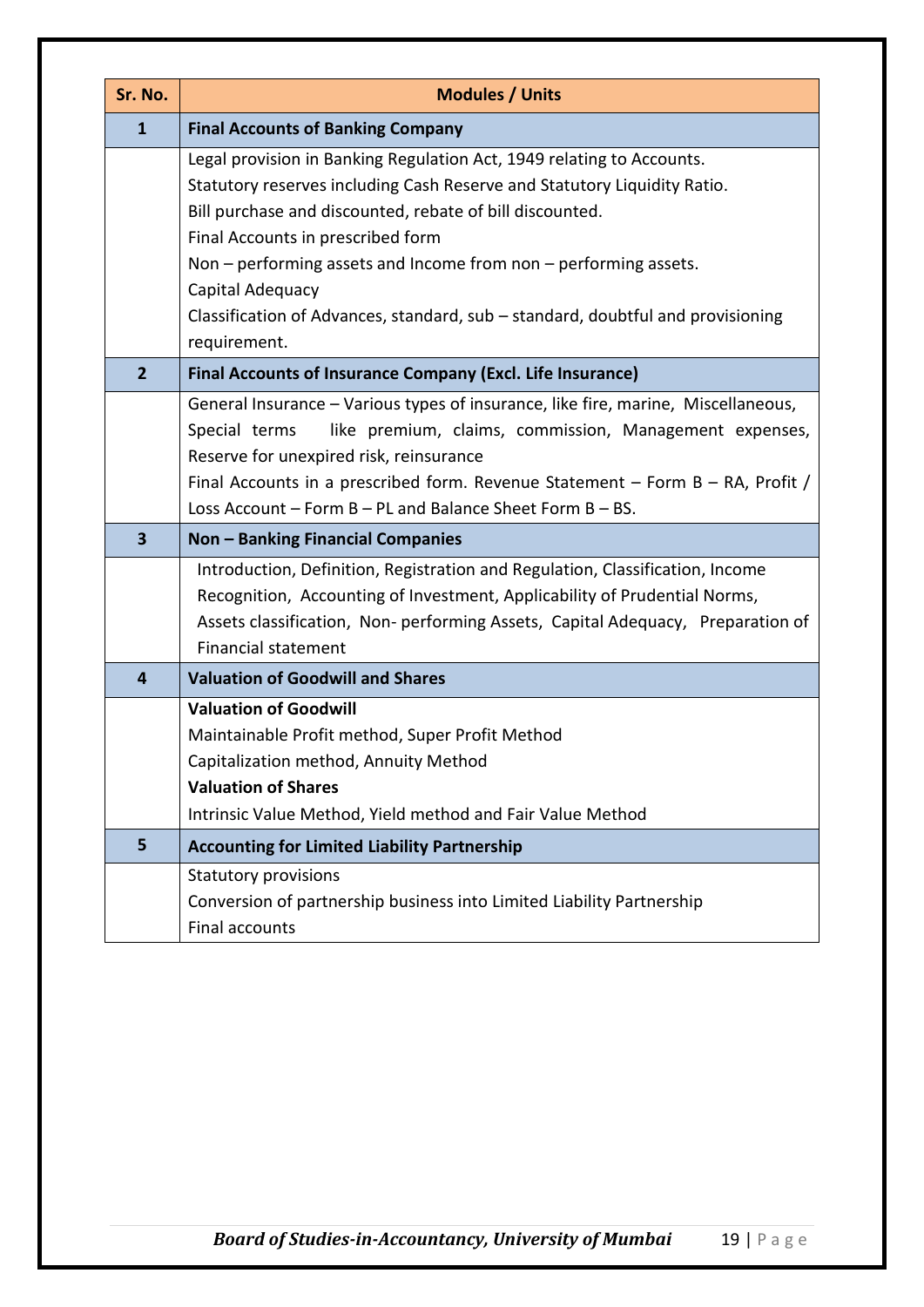| Sr. No. | Modules / Units |
|---|---|
| **1** | **Final Accounts of Banking Company** |
| | Legal provision in Banking Regulation Act, 1949 relating to Accounts.<br>Statutory reserves including Cash Reserve and Statutory Liquidity Ratio.<br>Bill purchase and discounted, rebate of bill discounted.<br>Final Accounts in prescribed form<br>Non – performing assets and Income from non – performing assets.<br>Capital Adequacy<br>Classification of Advances, standard, sub – standard, doubtful and provisioning requirement. |
| **2** | **Final Accounts of Insurance Company (Excl. Life Insurance)** |
| | General Insurance – Various types of insurance, like fire, marine, Miscellaneous, Special terms like premium, claims, commission, Management expenses, Reserve for unexpired risk, reinsurance<br>Final Accounts in a prescribed form. Revenue Statement – Form B – RA, Profit / Loss Account – Form B – PL and Balance Sheet Form B – BS. |
| **3** | **Non – Banking Financial Companies** |
| | Introduction, Definition, Registration and Regulation, Classification, Income Recognition, Accounting of Investment, Applicability of Prudential Norms, Assets classification, Non- performing Assets, Capital Adequacy, Preparation of Financial statement |
| **4** | **Valuation of Goodwill and Shares** |
| | **Valuation of Goodwill**<br>Maintainable Profit method, Super Profit Method<br>Capitalization method, Annuity Method<br>**Valuation of Shares**<br>Intrinsic Value Method, Yield method and Fair Value Method |
| **5** | **Accounting for Limited Liability Partnership** |
| | Statutory provisions<br>Conversion of partnership business into Limited Liability Partnership<br>Final accounts |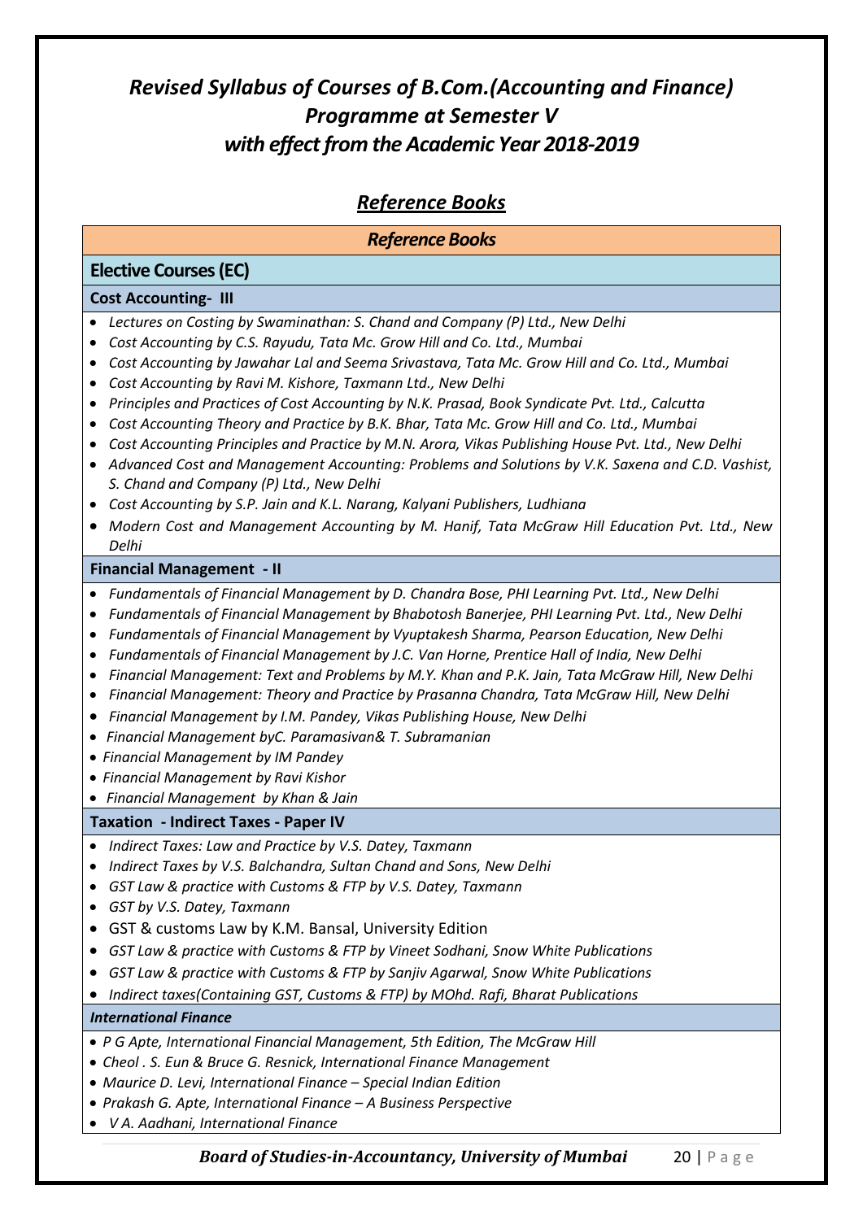# *Revised Syllabus of Courses of B.Com.(Accounting and Finance) Programme at Semester V with effect from the Academic Year 2018-2019*

## *Reference Books*

### *Reference Books*

### Elective Courses (EC)

#### Cost Accounting- III

- *Lectures on Costing by Swaminathan: S. Chand and Company (P) Ltd., New Delhi*
- *Cost Accounting by C.S. Rayudu, Tata Mc. Grow Hill and Co. Ltd., Mumbai*
- *Cost Accounting by Jawahar Lal and Seema Srivastava, Tata Mc. Grow Hill and Co. Ltd., Mumbai*
- *Cost Accounting by Ravi M. Kishore, Taxmann Ltd., New Delhi*
- *Principles and Practices of Cost Accounting by N.K. Prasad, Book Syndicate Pvt. Ltd., Calcutta*
- *Cost Accounting Theory and Practice by B.K. Bhar, Tata Mc. Grow Hill and Co. Ltd., Mumbai*
- *Cost Accounting Principles and Practice by M.N. Arora, Vikas Publishing House Pvt. Ltd., New Delhi*
- *Advanced Cost and Management Accounting: Problems and Solutions by V.K. Saxena and C.D. Vashist, S. Chand and Company (P) Ltd., New Delhi*
- *Cost Accounting by S.P. Jain and K.L. Narang, Kalyani Publishers, Ludhiana*
- *Modern Cost and Management Accounting by M. Hanif, Tata McGraw Hill Education Pvt. Ltd., New Delhi*

#### Financial Management - II

- *Fundamentals of Financial Management by D. Chandra Bose, PHI Learning Pvt. Ltd., New Delhi*
- *Fundamentals of Financial Management by Bhabotosh Banerjee, PHI Learning Pvt. Ltd., New Delhi*
- *Fundamentals of Financial Management by Vyuptakesh Sharma, Pearson Education, New Delhi*
- *Fundamentals of Financial Management by J.C. Van Horne, Prentice Hall of India, New Delhi*
- *Financial Management: Text and Problems by M.Y. Khan and P.K. Jain, Tata McGraw Hill, New Delhi*
- *Financial Management: Theory and Practice by Prasanna Chandra, Tata McGraw Hill, New Delhi*
- *Financial Management by I.M. Pandey, Vikas Publishing House, New Delhi*
- *Financial Management byC. Paramasivan& T. Subramanian*
- *Financial Management by IM Pandey*
- *Financial Management by Ravi Kishor*
- *Financial Management by Khan & Jain*

#### Taxation - Indirect Taxes - Paper IV

- *Indirect Taxes: Law and Practice by V.S. Datey, Taxmann*
- *Indirect Taxes by V.S. Balchandra, Sultan Chand and Sons, New Delhi*
- *GST Law & practice with Customs & FTP by V.S. Datey, Taxmann*
- *GST by V.S. Datey, Taxmann*
- GST & customs Law by K.M. Bansal, University Edition
- *GST Law & practice with Customs & FTP by Vineet Sodhani, Snow White Publications*
- *GST Law & practice with Customs & FTP by Sanjiv Agarwal, Snow White Publications*
- *Indirect taxes(Containing GST, Customs & FTP) by MOhd. Rafi, Bharat Publications*

#### *International Finance*

- *P G Apte, International Financial Management, 5th Edition, The McGraw Hill*
- *Cheol . S. Eun & Bruce G. Resnick, International Finance Management*
- *Maurice D. Levi, International Finance – Special Indian Edition*
- *Prakash G. Apte, International Finance – A Business Perspective*
- *V A. Aadhani, International Finance*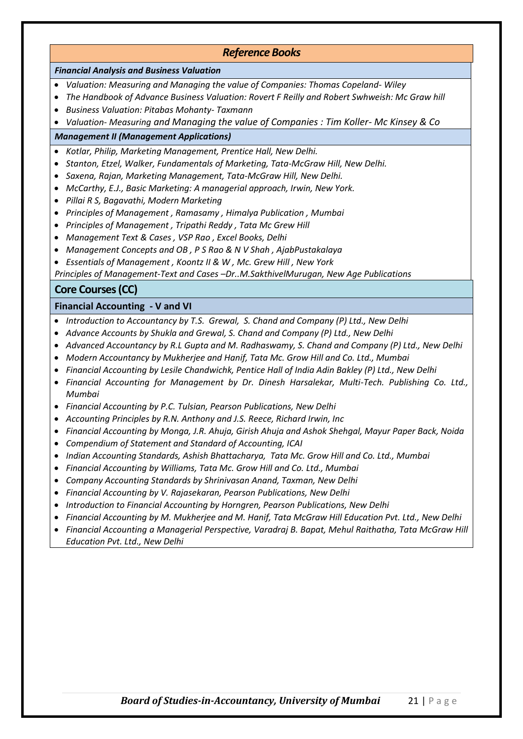## *Reference Books*

### *Financial Analysis and Business Valuation*

- *Valuation: Measuring and Managing the value of Companies: Thomas Copeland- Wiley*
- *The Handbook of Advance Business Valuation: Rovert F Reilly and Robert Swhweish: Mc Graw hill*
- *Business Valuation: Pitabas Mohanty- Taxmann*
- *Valuation- Measuring and Managing the value of Companies : Tim Koller- Mc Kinsey & Co*

### *Management II (Management Applications)*

- *Kotlar, Philip, Marketing Management, Prentice Hall, New Delhi.*
- *Stanton, Etzel, Walker, Fundamentals of Marketing, Tata-McGraw Hill, New Delhi.*
- *Saxena, Rajan, Marketing Management, Tata-McGraw Hill, New Delhi.*
- *McCarthy, E.J., Basic Marketing: A managerial approach, Irwin, New York.*
- *Pillai R S, Bagavathi, Modern Marketing*
- *Principles of Management , Ramasamy , Himalya Publication , Mumbai*
- *Principles of Management , Tripathi Reddy , Tata Mc Grew Hill*
- *Management Text & Cases , VSP Rao , Excel Books, Delhi*
- *Management Concepts and OB , P S Rao & N V Shah , AjabPustakalaya*
- *Essentials of Management , Koontz II & W , Mc. Grew Hill , New York*

*Principles of Management-Text and Cases –Dr..M.SakthivelMurugan, New Age Publications*

## Core Courses (CC)

### Financial Accounting - V and VI

- *Introduction to Accountancy by T.S. Grewal, S. Chand and Company (P) Ltd., New Delhi*
- *Advance Accounts by Shukla and Grewal, S. Chand and Company (P) Ltd., New Delhi*
- *Advanced Accountancy by R.L Gupta and M. Radhaswamy, S. Chand and Company (P) Ltd., New Delhi*
- *Modern Accountancy by Mukherjee and Hanif, Tata Mc. Grow Hill and Co. Ltd., Mumbai*
- *Financial Accounting by Lesile Chandwichk, Pentice Hall of India Adin Bakley (P) Ltd., New Delhi*
- *Financial Accounting for Management by Dr. Dinesh Harsalekar, Multi-Tech. Publishing Co. Ltd., Mumbai*
- *Financial Accounting by P.C. Tulsian, Pearson Publications, New Delhi*
- *Accounting Principles by R.N. Anthony and J.S. Reece, Richard Irwin, Inc*
- *Financial Accounting by Monga, J.R. Ahuja, Girish Ahuja and Ashok Shehgal, Mayur Paper Back, Noida*
- *Compendium of Statement and Standard of Accounting, ICAI*
- *Indian Accounting Standards, Ashish Bhattacharya, Tata Mc. Grow Hill and Co. Ltd., Mumbai*
- *Financial Accounting by Williams, Tata Mc. Grow Hill and Co. Ltd., Mumbai*
- *Company Accounting Standards by Shrinivasan Anand, Taxman, New Delhi*
- *Financial Accounting by V. Rajasekaran, Pearson Publications, New Delhi*
- *Introduction to Financial Accounting by Horngren, Pearson Publications, New Delhi*
- *Financial Accounting by M. Mukherjee and M. Hanif, Tata McGraw Hill Education Pvt. Ltd., New Delhi*
- *Financial Accounting a Managerial Perspective, Varadraj B. Bapat, Mehul Raithatha, Tata McGraw Hill Education Pvt. Ltd., New Delhi*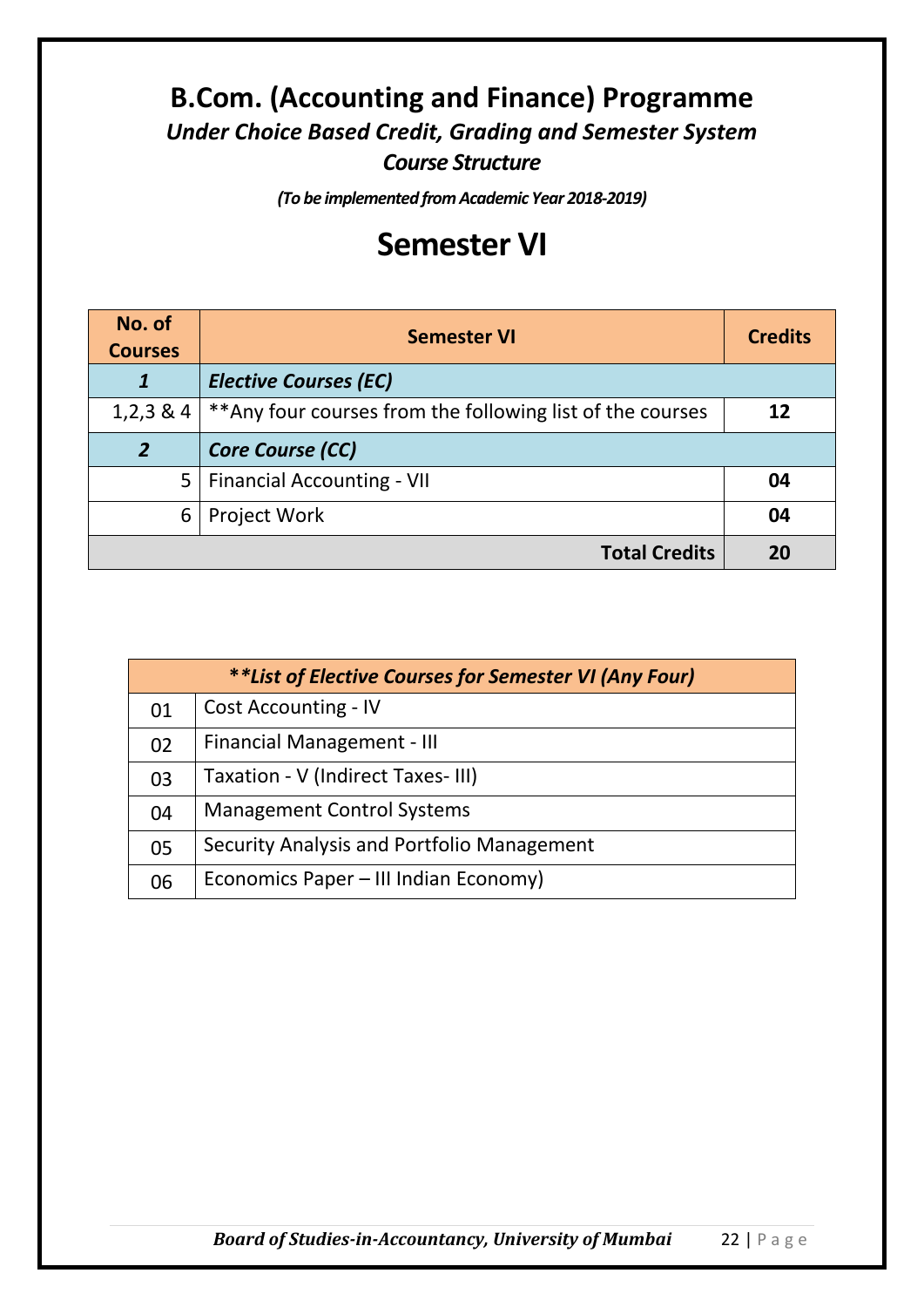# B.Com. (Accounting and Finance) Programme

### *Under Choice Based Credit, Grading and Semester System*

### *Course Structure*

***(To be implemented from Academic Year 2018-2019)***

# Semester VI

| No. of Courses | Semester VI | Credits |
|---|---|---|
| ***1*** | ***Elective Courses (EC)*** | |
| 1,2,3 & 4 | **Any four courses from the following list of the courses | **12** |
| ***2*** | ***Core Course (CC)*** | |
| 5 | Financial Accounting - VII | **04** |
| 6 | Project Work | **04** |
| | **Total Credits** | **20** |

| ***\*\*List of Elective Courses for Semester VI (Any Four)*** | |
|---|---|
| 01 | Cost Accounting - IV |
| 02 | Financial Management - III |
| 03 | Taxation - V (Indirect Taxes- III) |
| 04 | Management Control Systems |
| 05 | Security Analysis and Portfolio Management |
| 06 | Economics Paper – III Indian Economy) |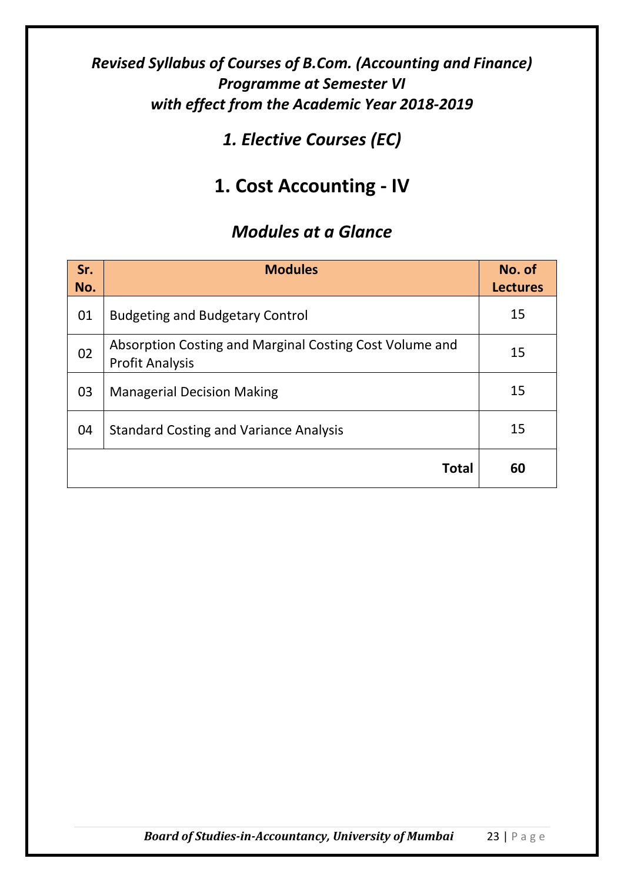***Revised Syllabus of Courses of B.Com. (Accounting and Finance) Programme at Semester VI with effect from the Academic Year 2018-2019***

## *1. Elective Courses (EC)*

# 1. Cost Accounting - IV

## *Modules at a Glance*

| Sr. No. | Modules | No. of Lectures |
|---|---|---|
| 01 | Budgeting and Budgetary Control | 15 |
| 02 | Absorption Costing and Marginal Costing Cost Volume and Profit Analysis | 15 |
| 03 | Managerial Decision Making | 15 |
| 04 | Standard Costing and Variance Analysis | 15 |
| | **Total** | **60** |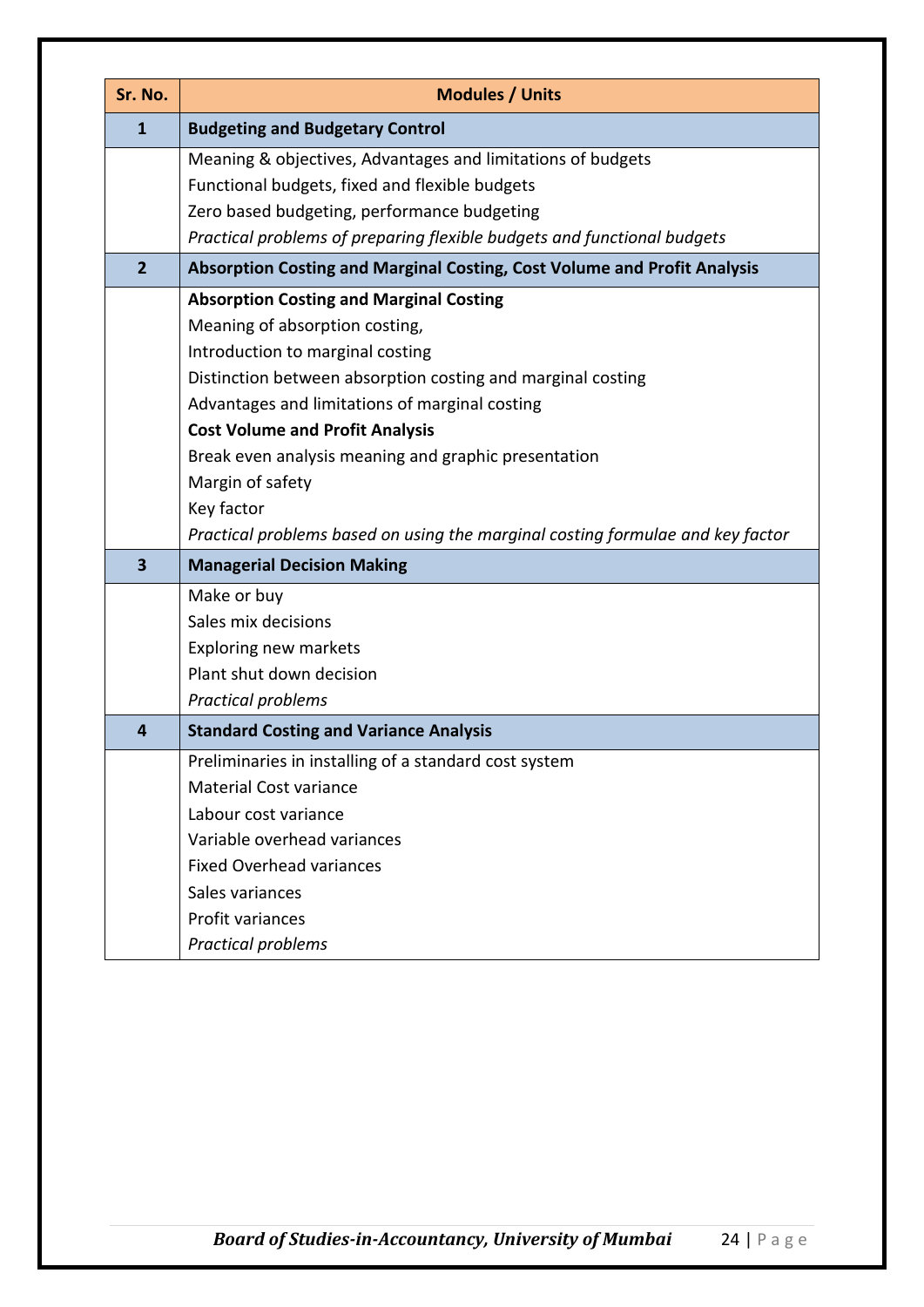| Sr. No. | Modules / Units |
|---|---|
| **1** | **Budgeting and Budgetary Control** |
| | Meaning & objectives, Advantages and limitations of budgets<br>Functional budgets, fixed and flexible budgets<br>Zero based budgeting, performance budgeting<br>*Practical problems of preparing flexible budgets and functional budgets* |
| **2** | **Absorption Costing and Marginal Costing, Cost Volume and Profit Analysis** |
| | **Absorption Costing and Marginal Costing**<br>Meaning of absorption costing,<br>Introduction to marginal costing<br>Distinction between absorption costing and marginal costing<br>Advantages and limitations of marginal costing<br>**Cost Volume and Profit Analysis**<br>Break even analysis meaning and graphic presentation<br>Margin of safety<br>Key factor<br>*Practical problems based on using the marginal costing formulae and key factor* |
| **3** | **Managerial Decision Making** |
| | Make or buy<br>Sales mix decisions<br>Exploring new markets<br>Plant shut down decision<br>*Practical problems* |
| **4** | **Standard Costing and Variance Analysis** |
| | Preliminaries in installing of a standard cost system<br>Material Cost variance<br>Labour cost variance<br>Variable overhead variances<br>Fixed Overhead variances<br>Sales variances<br>Profit variances<br>*Practical problems* |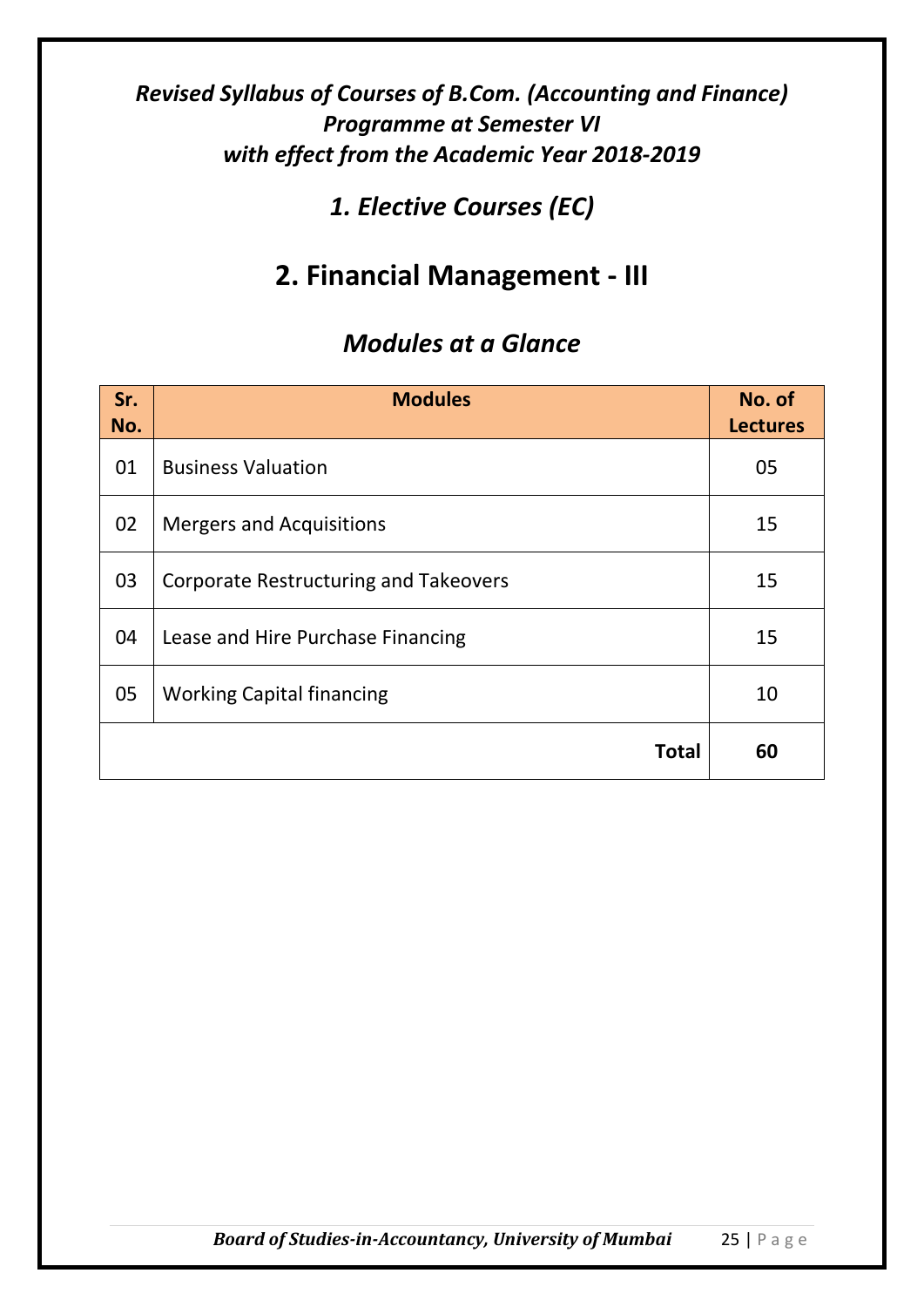***Revised Syllabus of Courses of B.Com. (Accounting and Finance) Programme at Semester VI with effect from the Academic Year 2018-2019***

## *1. Elective Courses (EC)*

# 2. Financial Management - III

## *Modules at a Glance*

| Sr. No. | Modules | No. of Lectures |
|---|---|---|
| 01 | Business Valuation | 05 |
| 02 | Mergers and Acquisitions | 15 |
| 03 | Corporate Restructuring and Takeovers | 15 |
| 04 | Lease and Hire Purchase Financing | 15 |
| 05 | Working Capital financing | 10 |
| | **Total** | **60** |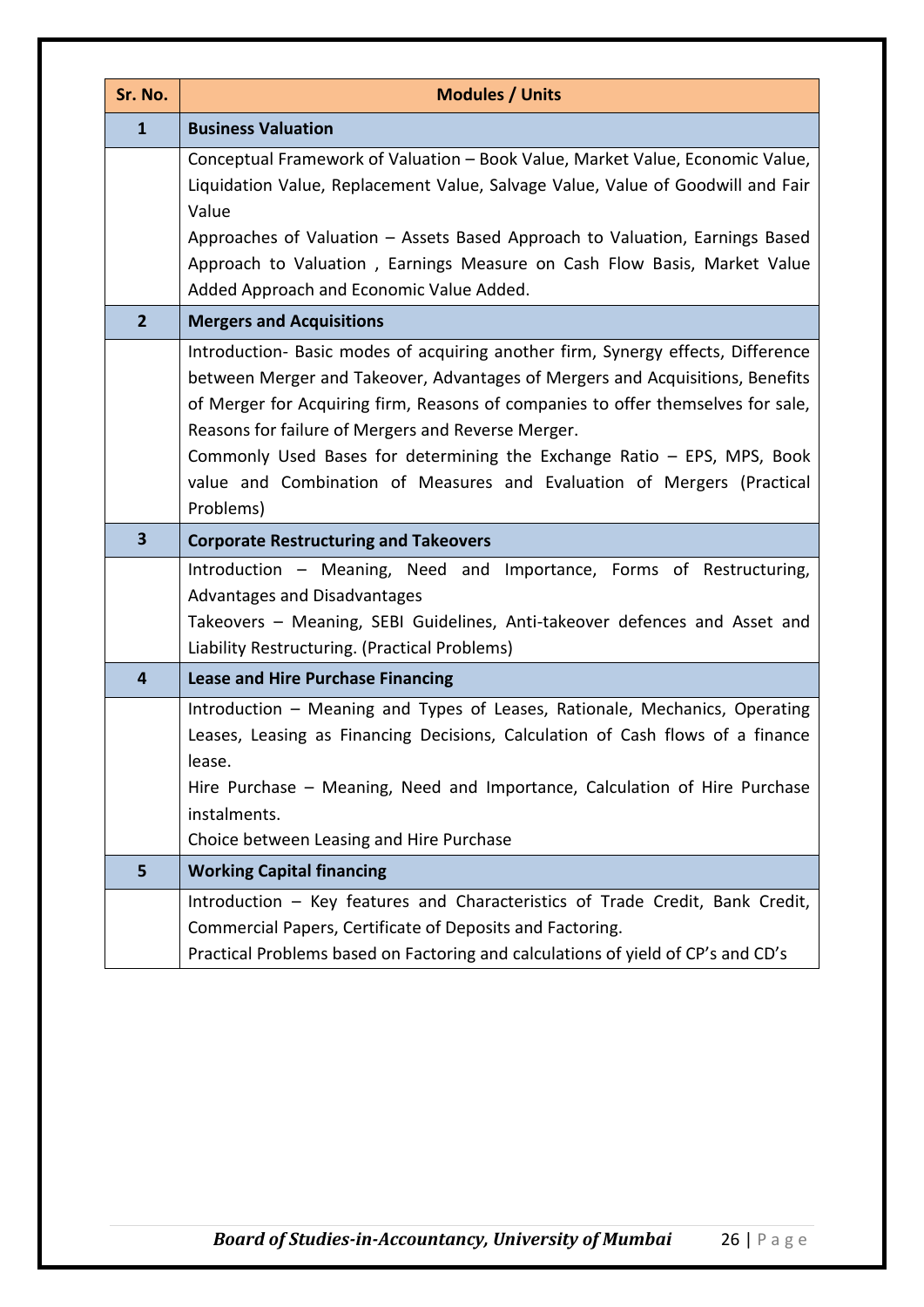| Sr. No. | Modules / Units |
|---|---|
| **1** | **Business Valuation** |
| | Conceptual Framework of Valuation – Book Value, Market Value, Economic Value, Liquidation Value, Replacement Value, Salvage Value, Value of Goodwill and Fair Value<br>Approaches of Valuation – Assets Based Approach to Valuation, Earnings Based Approach to Valuation , Earnings Measure on Cash Flow Basis, Market Value Added Approach and Economic Value Added. |
| **2** | **Mergers and Acquisitions** |
| | Introduction- Basic modes of acquiring another firm, Synergy effects, Difference between Merger and Takeover, Advantages of Mergers and Acquisitions, Benefits of Merger for Acquiring firm, Reasons of companies to offer themselves for sale, Reasons for failure of Mergers and Reverse Merger.<br>Commonly Used Bases for determining the Exchange Ratio – EPS, MPS, Book value and Combination of Measures and Evaluation of Mergers (Practical Problems) |
| **3** | **Corporate Restructuring and Takeovers** |
| | Introduction – Meaning, Need and Importance, Forms of Restructuring, Advantages and Disadvantages<br>Takeovers – Meaning, SEBI Guidelines, Anti-takeover defences and Asset and Liability Restructuring. (Practical Problems) |
| **4** | **Lease and Hire Purchase Financing** |
| | Introduction – Meaning and Types of Leases, Rationale, Mechanics, Operating Leases, Leasing as Financing Decisions, Calculation of Cash flows of a finance lease.<br>Hire Purchase – Meaning, Need and Importance, Calculation of Hire Purchase instalments.<br>Choice between Leasing and Hire Purchase |
| **5** | **Working Capital financing** |
| | Introduction – Key features and Characteristics of Trade Credit, Bank Credit, Commercial Papers, Certificate of Deposits and Factoring.<br>Practical Problems based on Factoring and calculations of yield of CP's and CD's |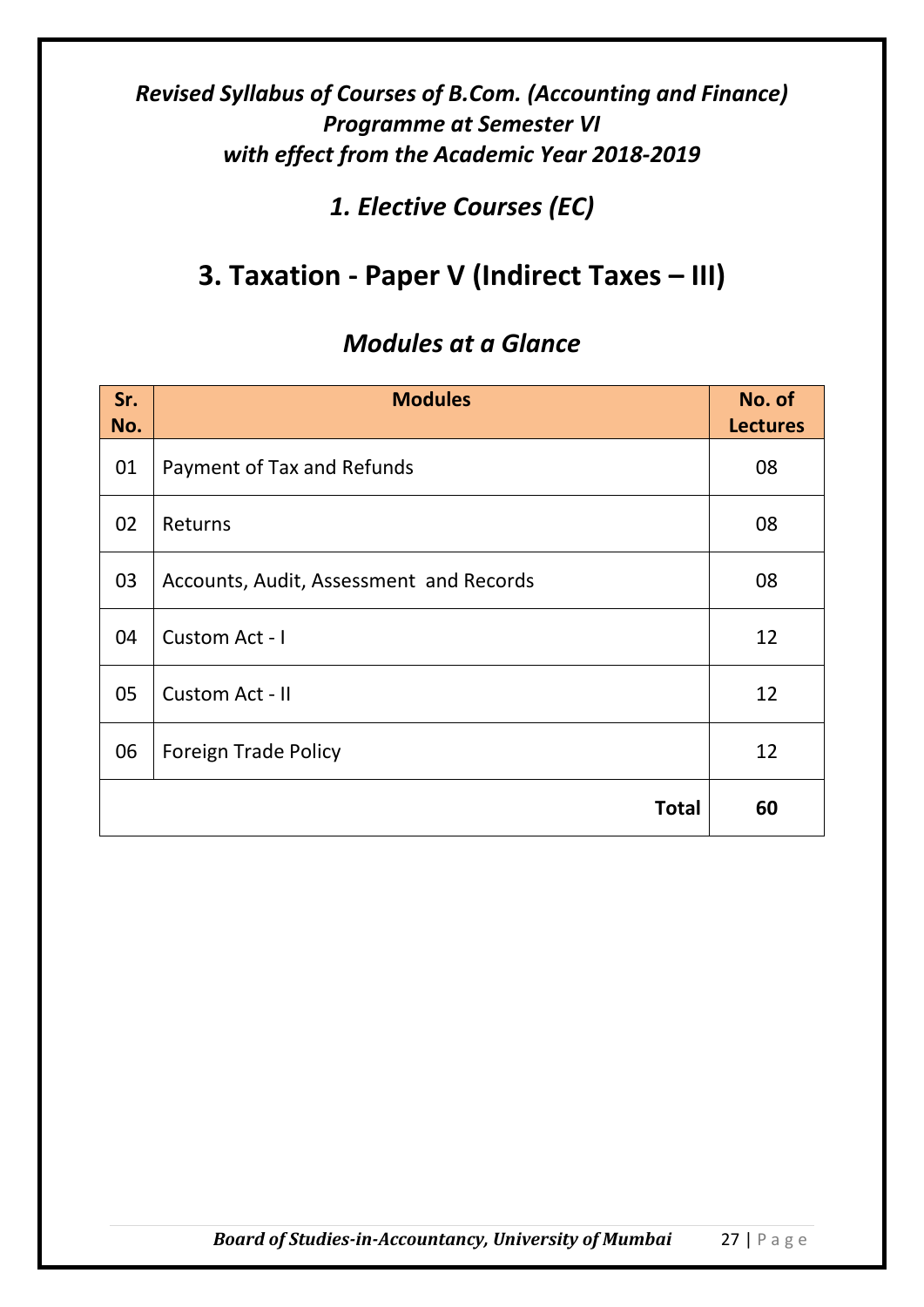*Revised Syllabus of Courses of B.Com. (Accounting and Finance) Programme at Semester VI with effect from the Academic Year 2018-2019*

## *1. Elective Courses (EC)*

# 3. Taxation - Paper V (Indirect Taxes – III)

## *Modules at a Glance*

| Sr. No. | Modules | No. of Lectures |
|---|---|---|
| 01 | Payment of Tax and Refunds | 08 |
| 02 | Returns | 08 |
| 03 | Accounts, Audit, Assessment and Records | 08 |
| 04 | Custom Act - I | 12 |
| 05 | Custom Act - II | 12 |
| 06 | Foreign Trade Policy | 12 |
| | **Total** | **60** |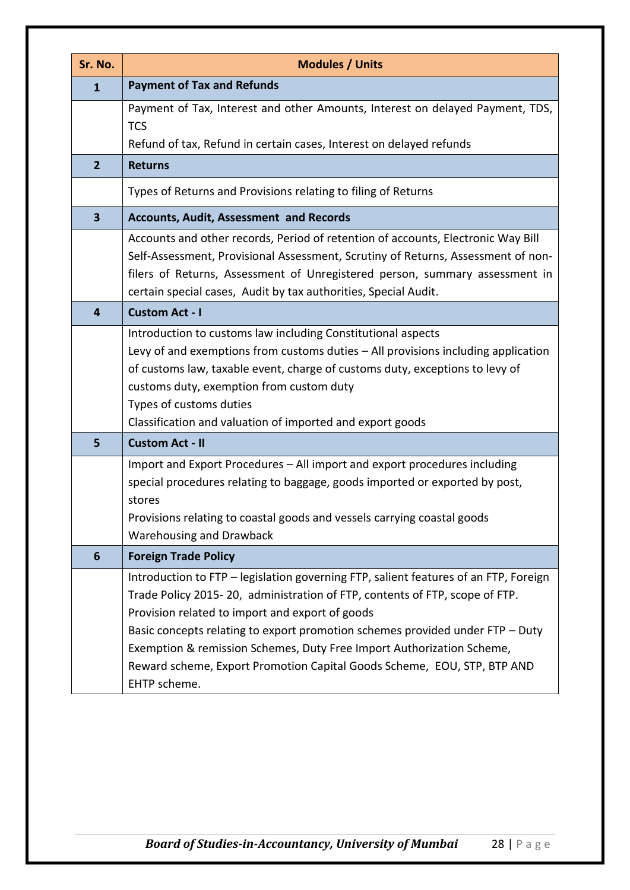| Sr. No. | Modules / Units |
|---|---|
| **1** | **Payment of Tax and Refunds** |
| | Payment of Tax, Interest and other Amounts, Interest on delayed Payment, TDS, TCS<br>Refund of tax, Refund in certain cases, Interest on delayed refunds |
| **2** | **Returns** |
| | Types of Returns and Provisions relating to filing of Returns |
| **3** | **Accounts, Audit, Assessment and Records** |
| | Accounts and other records, Period of retention of accounts, Electronic Way Bill Self-Assessment, Provisional Assessment, Scrutiny of Returns, Assessment of non-filers of Returns, Assessment of Unregistered person, summary assessment in certain special cases, Audit by tax authorities, Special Audit. |
| **4** | **Custom Act - I** |
| | Introduction to customs law including Constitutional aspects<br>Levy of and exemptions from customs duties – All provisions including application of customs law, taxable event, charge of customs duty, exceptions to levy of customs duty, exemption from custom duty<br>Types of customs duties<br>Classification and valuation of imported and export goods |
| **5** | **Custom Act - II** |
| | Import and Export Procedures – All import and export procedures including special procedures relating to baggage, goods imported or exported by post, stores<br>Provisions relating to coastal goods and vessels carrying coastal goods<br>Warehousing and Drawback |
| **6** | **Foreign Trade Policy** |
| | Introduction to FTP – legislation governing FTP, salient features of an FTP, Foreign Trade Policy 2015- 20, administration of FTP, contents of FTP, scope of FTP.<br>Provision related to import and export of goods<br>Basic concepts relating to export promotion schemes provided under FTP – Duty Exemption & remission Schemes, Duty Free Import Authorization Scheme, Reward scheme, Export Promotion Capital Goods Scheme, EOU, STP, BTP AND EHTP scheme. |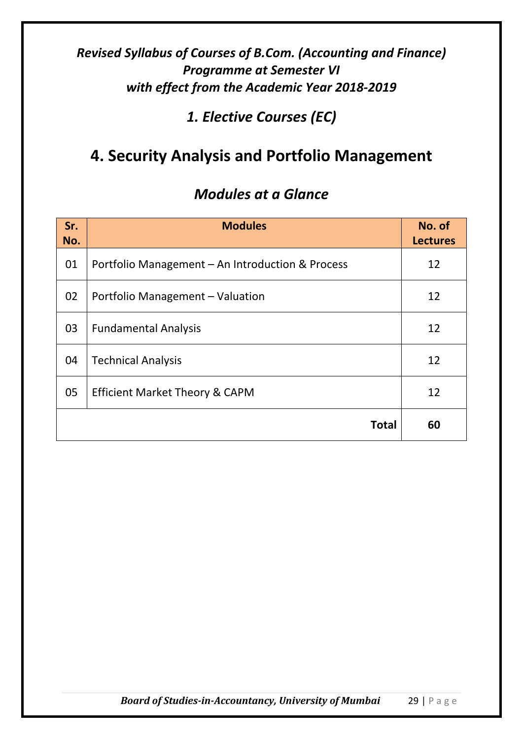***Revised Syllabus of Courses of B.Com. (Accounting and Finance) Programme at Semester VI with effect from the Academic Year 2018-2019***

## *1. Elective Courses (EC)*

# 4. Security Analysis and Portfolio Management

## *Modules at a Glance*

| Sr. No. | Modules | No. of Lectures |
|---|---|---|
| 01 | Portfolio Management – An Introduction & Process | 12 |
| 02 | Portfolio Management – Valuation | 12 |
| 03 | Fundamental Analysis | 12 |
| 04 | Technical Analysis | 12 |
| 05 | Efficient Market Theory & CAPM | 12 |
| | **Total** | **60** |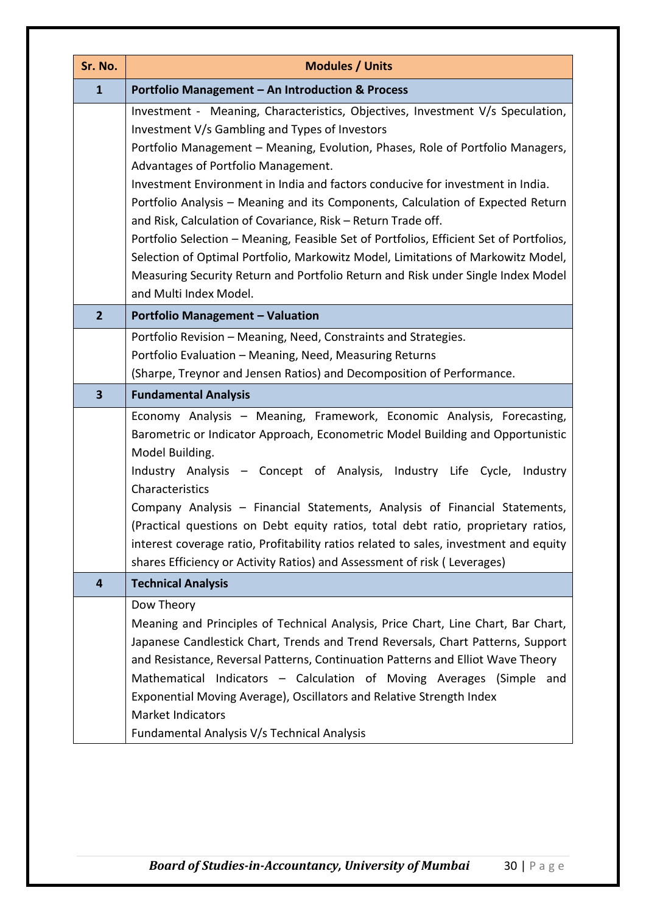| Sr. No. | Modules / Units |
|---|---|
| **1** | **Portfolio Management – An Introduction & Process** |
| | Investment - Meaning, Characteristics, Objectives, Investment V/s Speculation, Investment V/s Gambling and Types of Investors<br>Portfolio Management – Meaning, Evolution, Phases, Role of Portfolio Managers, Advantages of Portfolio Management.<br>Investment Environment in India and factors conducive for investment in India.<br>Portfolio Analysis – Meaning and its Components, Calculation of Expected Return and Risk, Calculation of Covariance, Risk – Return Trade off.<br>Portfolio Selection – Meaning, Feasible Set of Portfolios, Efficient Set of Portfolios, Selection of Optimal Portfolio, Markowitz Model, Limitations of Markowitz Model, Measuring Security Return and Portfolio Return and Risk under Single Index Model and Multi Index Model. |
| **2** | **Portfolio Management – Valuation** |
| | Portfolio Revision – Meaning, Need, Constraints and Strategies.<br>Portfolio Evaluation – Meaning, Need, Measuring Returns<br>(Sharpe, Treynor and Jensen Ratios) and Decomposition of Performance. |
| **3** | **Fundamental Analysis** |
| | Economy Analysis – Meaning, Framework, Economic Analysis, Forecasting, Barometric or Indicator Approach, Econometric Model Building and Opportunistic Model Building.<br>Industry Analysis – Concept of Analysis, Industry Life Cycle, Industry Characteristics<br>Company Analysis – Financial Statements, Analysis of Financial Statements, (Practical questions on Debt equity ratios, total debt ratio, proprietary ratios, interest coverage ratio, Profitability ratios related to sales, investment and equity shares Efficiency or Activity Ratios) and Assessment of risk ( Leverages) |
| **4** | **Technical Analysis** |
| | Dow Theory<br>Meaning and Principles of Technical Analysis, Price Chart, Line Chart, Bar Chart, Japanese Candlestick Chart, Trends and Trend Reversals, Chart Patterns, Support and Resistance, Reversal Patterns, Continuation Patterns and Elliot Wave Theory<br>Mathematical Indicators – Calculation of Moving Averages (Simple and Exponential Moving Average), Oscillators and Relative Strength Index<br>Market Indicators<br>Fundamental Analysis V/s Technical Analysis |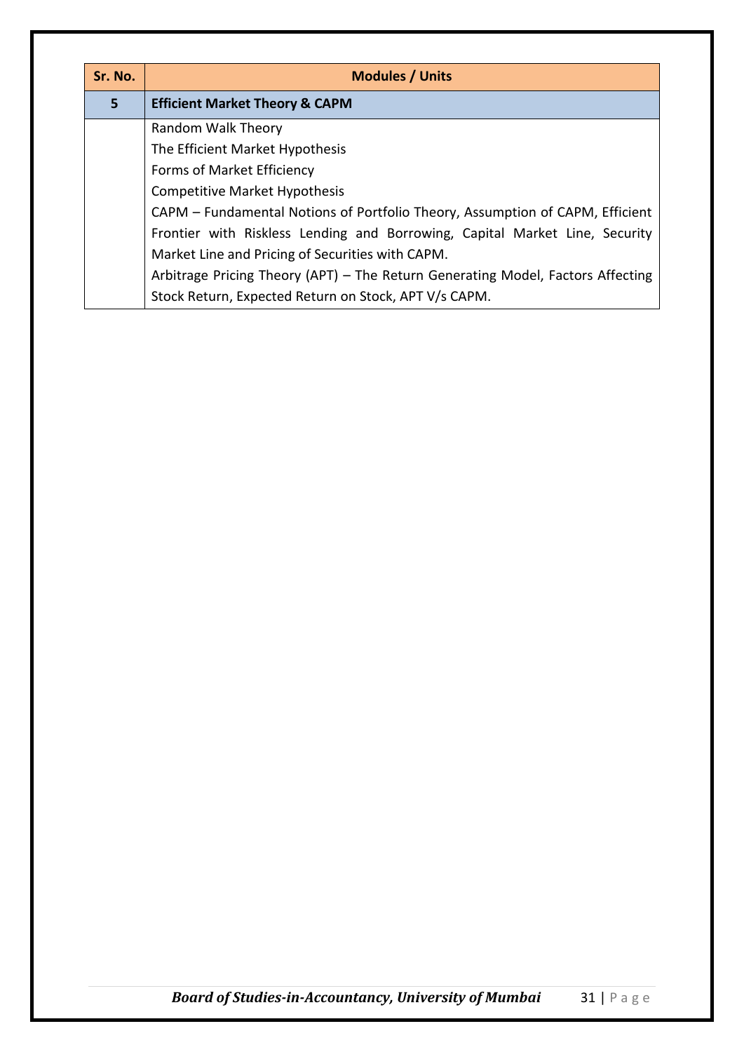| Sr. No. | Modules / Units |
|---|---|
| **5** | **Efficient Market Theory & CAPM** |
| | Random Walk Theory<br>The Efficient Market Hypothesis<br>Forms of Market Efficiency<br>Competitive Market Hypothesis<br>CAPM – Fundamental Notions of Portfolio Theory, Assumption of CAPM, Efficient Frontier with Riskless Lending and Borrowing, Capital Market Line, Security Market Line and Pricing of Securities with CAPM.<br>Arbitrage Pricing Theory (APT) – The Return Generating Model, Factors Affecting Stock Return, Expected Return on Stock, APT V/s CAPM. |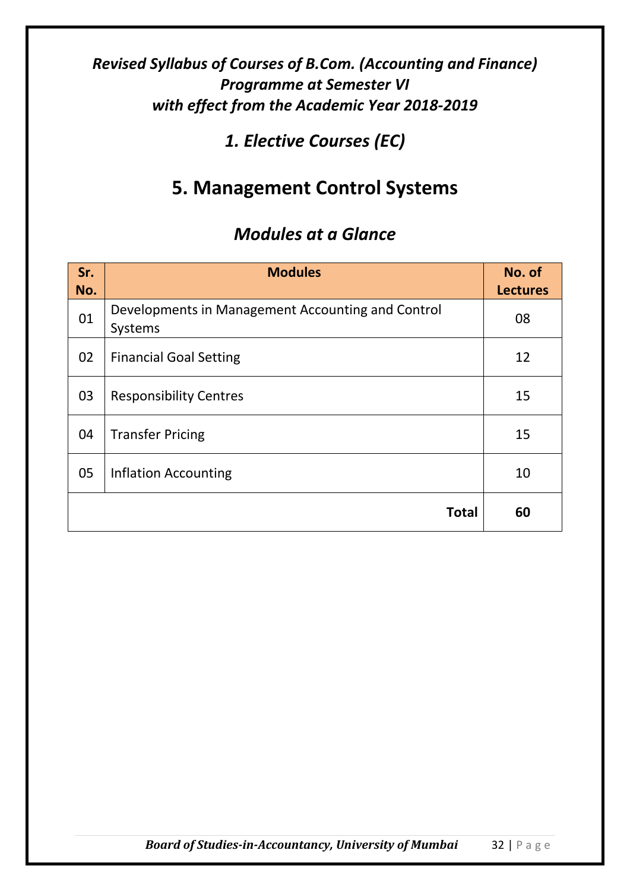***Revised Syllabus of Courses of B.Com. (Accounting and Finance) Programme at Semester VI with effect from the Academic Year 2018-2019***

## *1. Elective Courses (EC)*

# 5. Management Control Systems

## *Modules at a Glance*

| Sr. No. | Modules | No. of Lectures |
|---|---|---|
| 01 | Developments in Management Accounting and Control Systems | 08 |
| 02 | Financial Goal Setting | 12 |
| 03 | Responsibility Centres | 15 |
| 04 | Transfer Pricing | 15 |
| 05 | Inflation Accounting | 10 |
| | **Total** | **60** |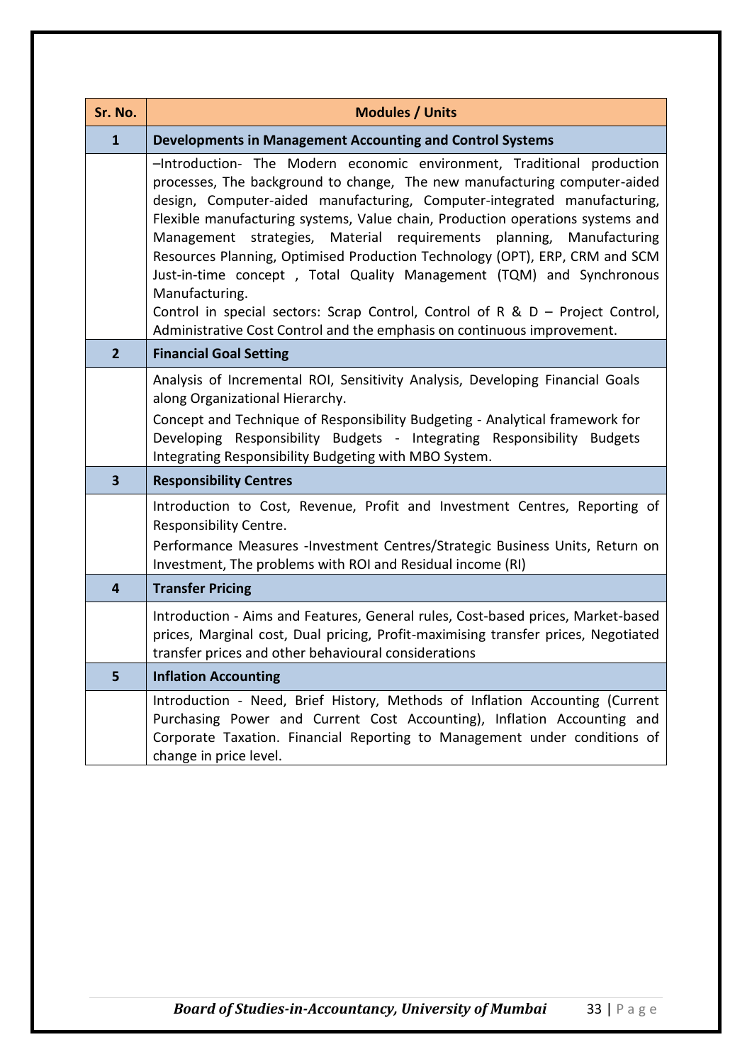| Sr. No. | Modules / Units |
|---|---|
| **1** | **Developments in Management Accounting and Control Systems** |
| | –Introduction- The Modern economic environment, Traditional production processes, The background to change, The new manufacturing computer-aided design, Computer-aided manufacturing, Computer-integrated manufacturing, Flexible manufacturing systems, Value chain, Production operations systems and Management strategies, Material requirements planning, Manufacturing Resources Planning, Optimised Production Technology (OPT), ERP, CRM and SCM Just-in-time concept , Total Quality Management (TQM) and Synchronous Manufacturing.<br>Control in special sectors: Scrap Control, Control of R & D – Project Control, Administrative Cost Control and the emphasis on continuous improvement. |
| **2** | **Financial Goal Setting** |
| | Analysis of Incremental ROI, Sensitivity Analysis, Developing Financial Goals along Organizational Hierarchy.<br>Concept and Technique of Responsibility Budgeting - Analytical framework for Developing Responsibility Budgets - Integrating Responsibility Budgets Integrating Responsibility Budgeting with MBO System. |
| **3** | **Responsibility Centres** |
| | Introduction to Cost, Revenue, Profit and Investment Centres, Reporting of Responsibility Centre.<br>Performance Measures -Investment Centres/Strategic Business Units, Return on Investment, The problems with ROI and Residual income (RI) |
| **4** | **Transfer Pricing** |
| | Introduction - Aims and Features, General rules, Cost-based prices, Market-based prices, Marginal cost, Dual pricing, Profit-maximising transfer prices, Negotiated transfer prices and other behavioural considerations |
| **5** | **Inflation Accounting** |
| | Introduction - Need, Brief History, Methods of Inflation Accounting (Current Purchasing Power and Current Cost Accounting), Inflation Accounting and Corporate Taxation. Financial Reporting to Management under conditions of change in price level. |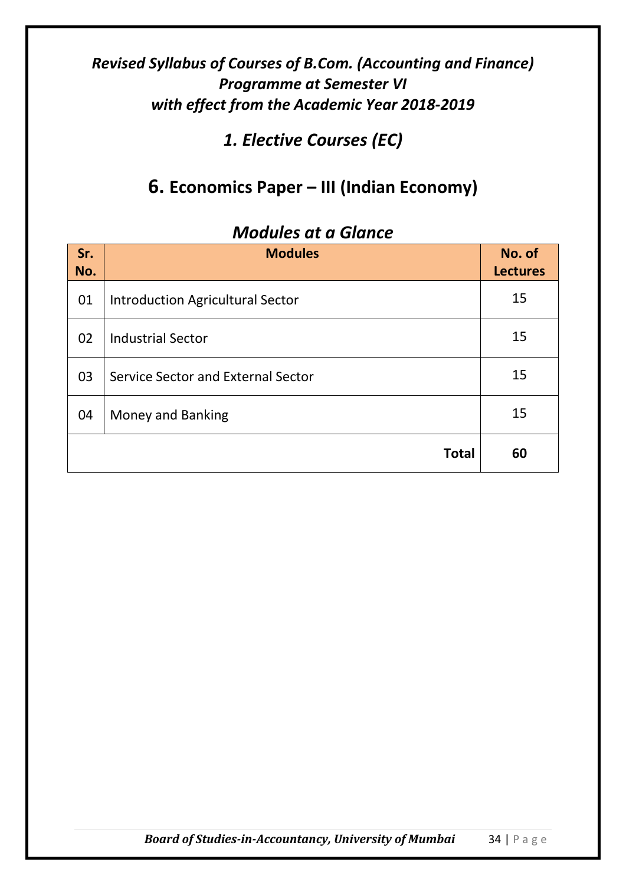*Revised Syllabus of Courses of B.Com. (Accounting and Finance) Programme at Semester VI with effect from the Academic Year 2018-2019*

## *1. Elective Courses (EC)*

## 6. Economics Paper – III (Indian Economy)

### *Modules at a Glance*

| Sr. No. | Modules | No. of Lectures |
|---|---|---|
| 01 | Introduction Agricultural Sector | 15 |
| 02 | Industrial Sector | 15 |
| 03 | Service Sector and External Sector | 15 |
| 04 | Money and Banking | 15 |
| | **Total** | **60** |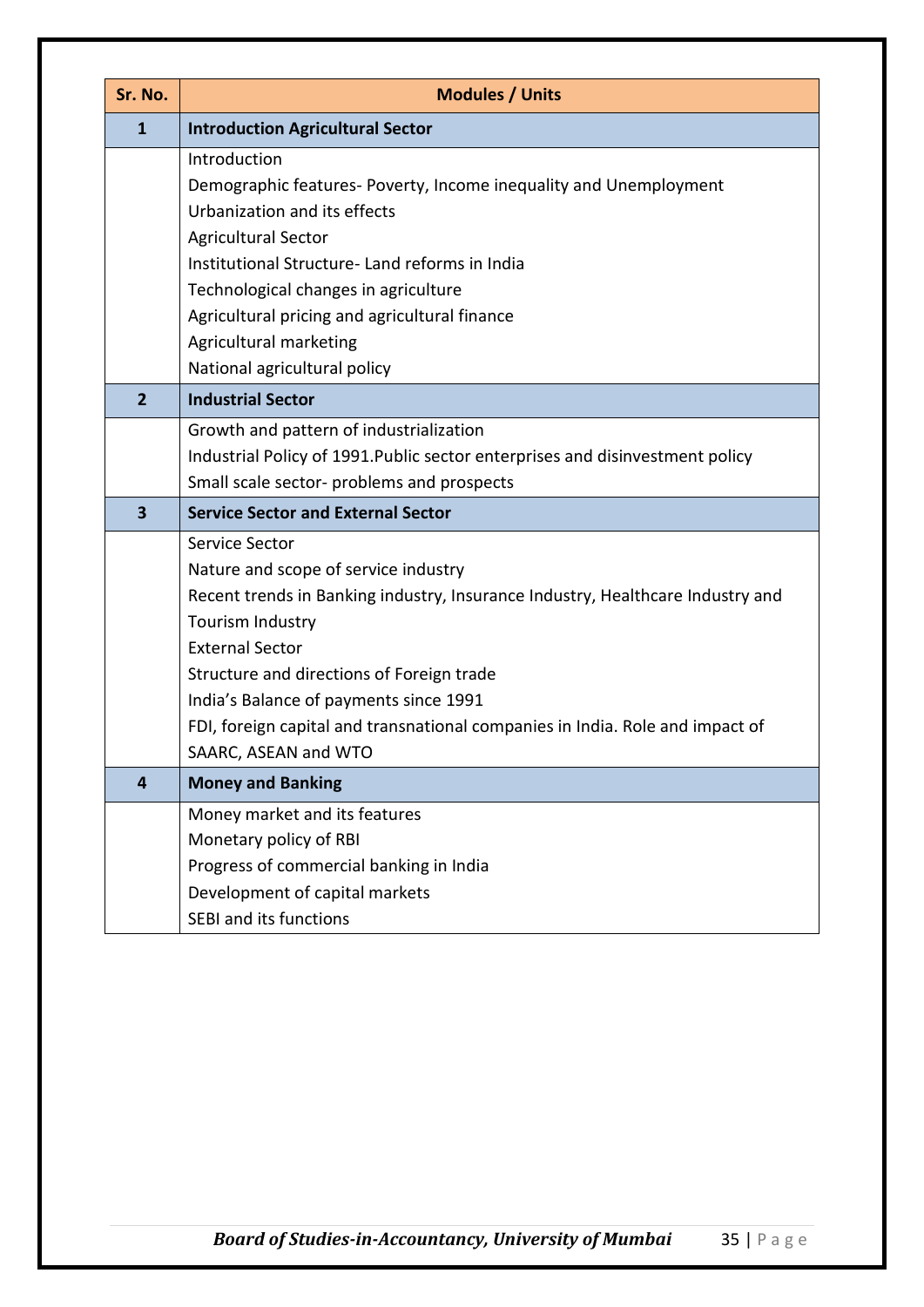| Sr. No. | Modules / Units |
|---|---|
| **1** | **Introduction Agricultural Sector** |
| | Introduction<br>Demographic features- Poverty, Income inequality and Unemployment<br>Urbanization and its effects<br>Agricultural Sector<br>Institutional Structure- Land reforms in India<br>Technological changes in agriculture<br>Agricultural pricing and agricultural finance<br>Agricultural marketing<br>National agricultural policy |
| **2** | **Industrial Sector** |
| | Growth and pattern of industrialization<br>Industrial Policy of 1991.Public sector enterprises and disinvestment policy<br>Small scale sector- problems and prospects |
| **3** | **Service Sector and External Sector** |
| | Service Sector<br>Nature and scope of service industry<br>Recent trends in Banking industry, Insurance Industry, Healthcare Industry and Tourism Industry<br>External Sector<br>Structure and directions of Foreign trade<br>India's Balance of payments since 1991<br>FDI, foreign capital and transnational companies in India. Role and impact of SAARC, ASEAN and WTO |
| **4** | **Money and Banking** |
| | Money market and its features<br>Monetary policy of RBI<br>Progress of commercial banking in India<br>Development of capital markets<br>SEBI and its functions |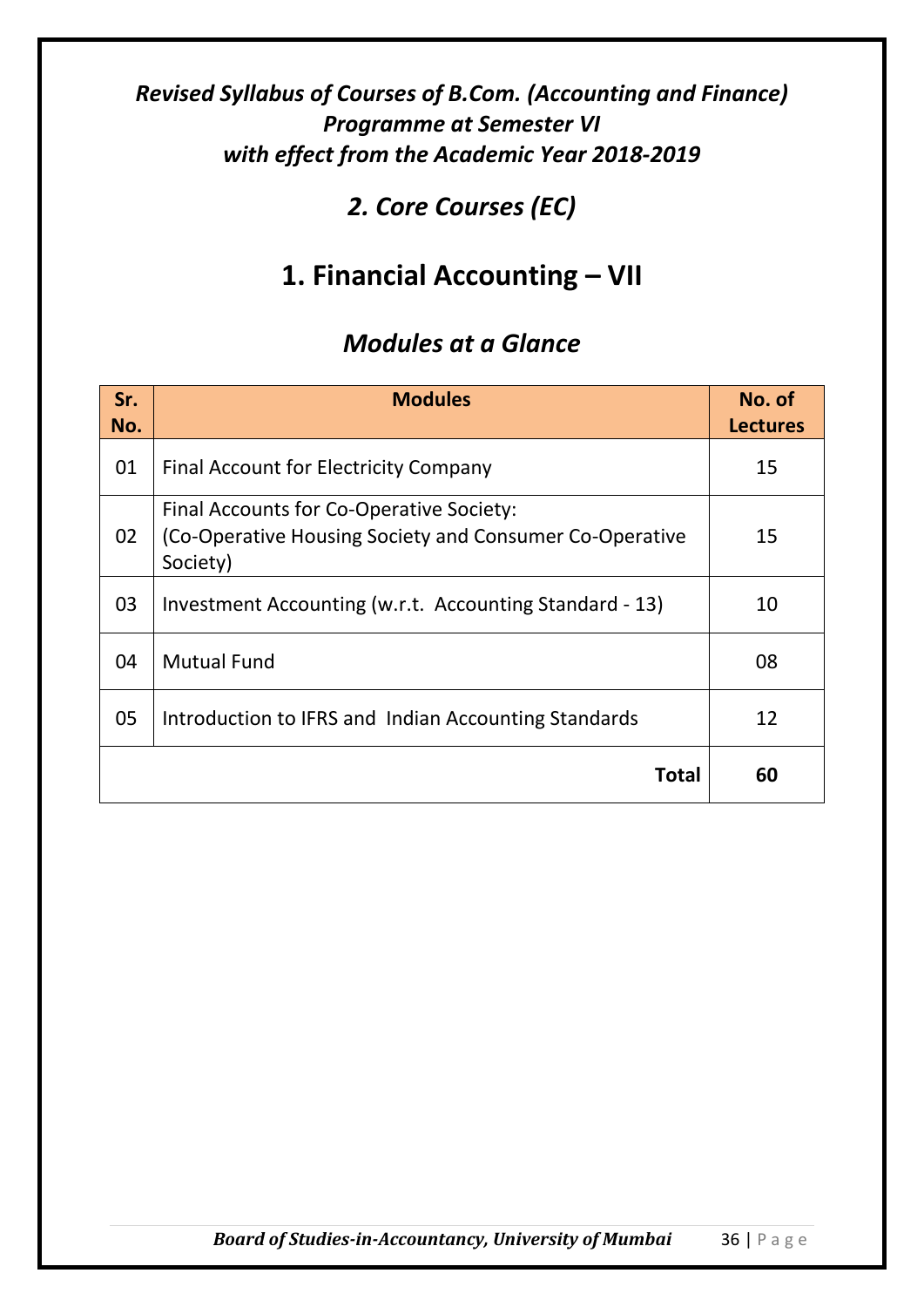*Revised Syllabus of Courses of B.Com. (Accounting and Finance) Programme at Semester VI with effect from the Academic Year 2018-2019*

## *2. Core Courses (EC)*

# 1. Financial Accounting – VII

## *Modules at a Glance*

| Sr. No. | Modules | No. of Lectures |
|---|---|---|
| 01 | Final Account for Electricity Company | 15 |
| 02 | Final Accounts for Co-Operative Society: (Co-Operative Housing Society and Consumer Co-Operative Society) | 15 |
| 03 | Investment Accounting (w.r.t. Accounting Standard - 13) | 10 |
| 04 | Mutual Fund | 08 |
| 05 | Introduction to IFRS and Indian Accounting Standards | 12 |
| | **Total** | **60** |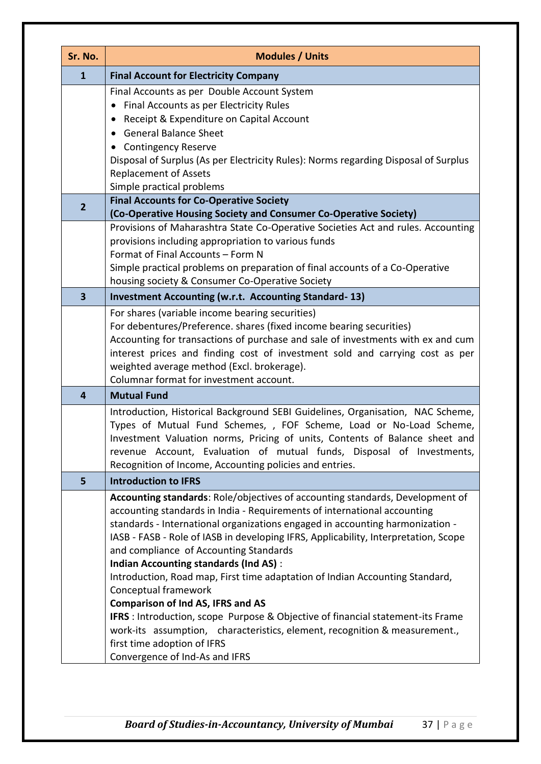| Sr. No. | Modules / Units |
|---|---|
| **1** | **Final Account for Electricity Company** |
| | Final Accounts as per Double Account System<br>• Final Accounts as per Electricity Rules<br>• Receipt & Expenditure on Capital Account<br>• General Balance Sheet<br>• Contingency Reserve<br>Disposal of Surplus (As per Electricity Rules): Norms regarding Disposal of Surplus<br>Replacement of Assets<br>Simple practical problems |
| **2** | **Final Accounts for Co-Operative Society (Co-Operative Housing Society and Consumer Co-Operative Society)** |
| | Provisions of Maharashtra State Co-Operative Societies Act and rules. Accounting provisions including appropriation to various funds<br>Format of Final Accounts – Form N<br>Simple practical problems on preparation of final accounts of a Co-Operative housing society & Consumer Co-Operative Society |
| **3** | **Investment Accounting (w.r.t. Accounting Standard- 13)** |
| | For shares (variable income bearing securities)<br>For debentures/Preference. shares (fixed income bearing securities)<br>Accounting for transactions of purchase and sale of investments with ex and cum interest prices and finding cost of investment sold and carrying cost as per weighted average method (Excl. brokerage).<br>Columnar format for investment account. |
| **4** | **Mutual Fund** |
| | Introduction, Historical Background SEBI Guidelines, Organisation, NAC Scheme, Types of Mutual Fund Schemes, , FOF Scheme, Load or No-Load Scheme, Investment Valuation norms, Pricing of units, Contents of Balance sheet and revenue Account, Evaluation of mutual funds, Disposal of Investments, Recognition of Income, Accounting policies and entries. |
| **5** | **Introduction to IFRS** |
| | **Accounting standards**: Role/objectives of accounting standards, Development of accounting standards in India - Requirements of international accounting standards - International organizations engaged in accounting harmonization - IASB - FASB - Role of IASB in developing IFRS, Applicability, Interpretation, Scope and compliance of Accounting Standards<br>**Indian Accounting standards (Ind AS)** :<br>Introduction, Road map, First time adaptation of Indian Accounting Standard, Conceptual framework<br>**Comparison of Ind AS, IFRS and AS**<br>**IFRS** : Introduction, scope Purpose & Objective of financial statement-its Frame work-its assumption, characteristics, element, recognition & measurement., first time adoption of IFRS<br>Convergence of Ind-As and IFRS |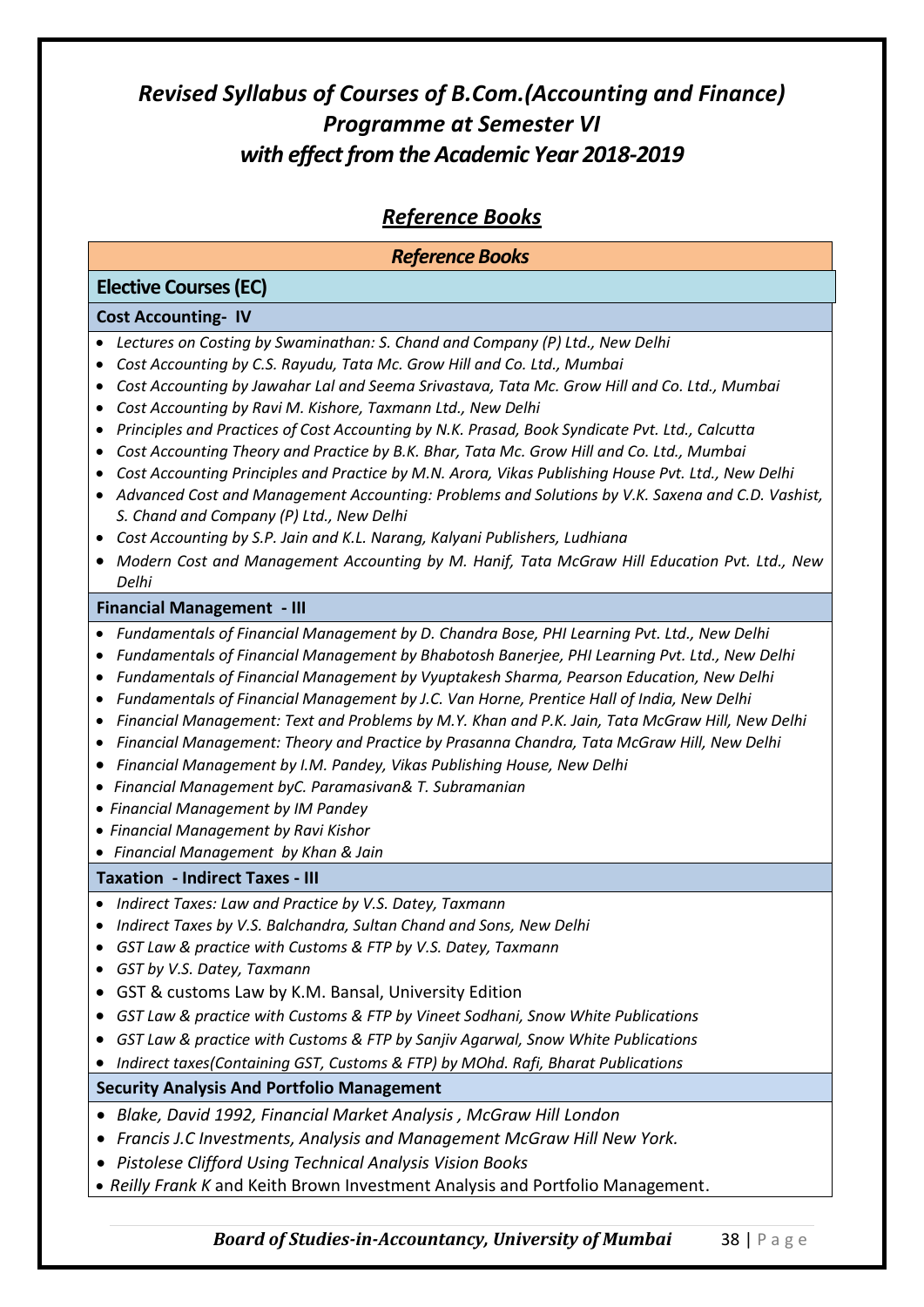# *Revised Syllabus of Courses of B.Com.(Accounting and Finance) Programme at Semester VI with effect from the Academic Year 2018-2019*

## *Reference Books*

### *Reference Books*

### Elective Courses (EC)

#### Cost Accounting- IV

- *Lectures on Costing by Swaminathan: S. Chand and Company (P) Ltd., New Delhi*
- *Cost Accounting by C.S. Rayudu, Tata Mc. Grow Hill and Co. Ltd., Mumbai*
- *Cost Accounting by Jawahar Lal and Seema Srivastava, Tata Mc. Grow Hill and Co. Ltd., Mumbai*
- *Cost Accounting by Ravi M. Kishore, Taxmann Ltd., New Delhi*
- *Principles and Practices of Cost Accounting by N.K. Prasad, Book Syndicate Pvt. Ltd., Calcutta*
- *Cost Accounting Theory and Practice by B.K. Bhar, Tata Mc. Grow Hill and Co. Ltd., Mumbai*
- *Cost Accounting Principles and Practice by M.N. Arora, Vikas Publishing House Pvt. Ltd., New Delhi*
- *Advanced Cost and Management Accounting: Problems and Solutions by V.K. Saxena and C.D. Vashist, S. Chand and Company (P) Ltd., New Delhi*
- *Cost Accounting by S.P. Jain and K.L. Narang, Kalyani Publishers, Ludhiana*
- *Modern Cost and Management Accounting by M. Hanif, Tata McGraw Hill Education Pvt. Ltd., New Delhi*

#### Financial Management - III

- *Fundamentals of Financial Management by D. Chandra Bose, PHI Learning Pvt. Ltd., New Delhi*
- *Fundamentals of Financial Management by Bhabotosh Banerjee, PHI Learning Pvt. Ltd., New Delhi*
- *Fundamentals of Financial Management by Vyuptakesh Sharma, Pearson Education, New Delhi*
- *Fundamentals of Financial Management by J.C. Van Horne, Prentice Hall of India, New Delhi*
- *Financial Management: Text and Problems by M.Y. Khan and P.K. Jain, Tata McGraw Hill, New Delhi*
- *Financial Management: Theory and Practice by Prasanna Chandra, Tata McGraw Hill, New Delhi*
- *Financial Management by I.M. Pandey, Vikas Publishing House, New Delhi*
- *Financial Management byC. Paramasivan& T. Subramanian*
- *Financial Management by IM Pandey*
- *Financial Management by Ravi Kishor*
- *Financial Management by Khan & Jain*

#### Taxation - Indirect Taxes - III

- *Indirect Taxes: Law and Practice by V.S. Datey, Taxmann*
- *Indirect Taxes by V.S. Balchandra, Sultan Chand and Sons, New Delhi*
- *GST Law & practice with Customs & FTP by V.S. Datey, Taxmann*
- *GST by V.S. Datey, Taxmann*
- GST & customs Law by K.M. Bansal, University Edition
- *GST Law & practice with Customs & FTP by Vineet Sodhani, Snow White Publications*
- *GST Law & practice with Customs & FTP by Sanjiv Agarwal, Snow White Publications*
- *Indirect taxes(Containing GST, Customs & FTP) by MOhd. Rafi, Bharat Publications*

#### Security Analysis And Portfolio Management

- *Blake, David 1992, Financial Market Analysis , McGraw Hill London*
- *Francis J.C Investments, Analysis and Management McGraw Hill New York.*
- *Pistolese Clifford Using Technical Analysis Vision Books*
- *Reilly Frank K* and Keith Brown Investment Analysis and Portfolio Management.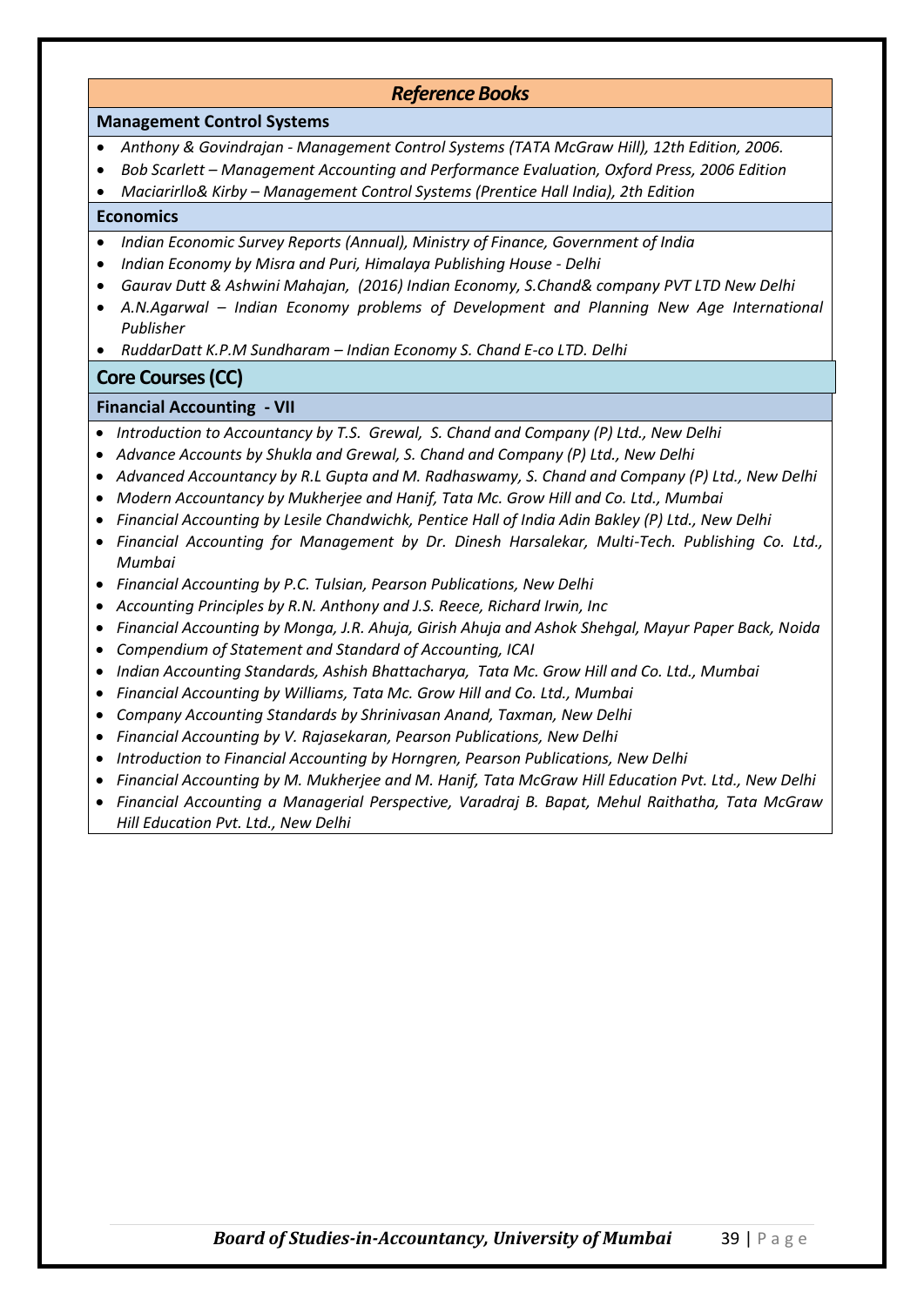## *Reference Books*

### Management Control Systems

- *Anthony & Govindrajan - Management Control Systems (TATA McGraw Hill), 12th Edition, 2006.*
- *Bob Scarlett – Management Accounting and Performance Evaluation, Oxford Press, 2006 Edition*
- *Maciarirllo& Kirby – Management Control Systems (Prentice Hall India), 2th Edition*

### Economics

- *Indian Economic Survey Reports (Annual), Ministry of Finance, Government of India*
- *Indian Economy by Misra and Puri, Himalaya Publishing House - Delhi*
- *Gaurav Dutt & Ashwini Mahajan, (2016) Indian Economy, S.Chand& company PVT LTD New Delhi*
- *A.N.Agarwal – Indian Economy problems of Development and Planning New Age International Publisher*
- *RuddarDatt K.P.M Sundharam – Indian Economy S. Chand E-co LTD. Delhi*

## Core Courses (CC)

### Financial Accounting - VII

- *Introduction to Accountancy by T.S. Grewal, S. Chand and Company (P) Ltd., New Delhi*
- *Advance Accounts by Shukla and Grewal, S. Chand and Company (P) Ltd., New Delhi*
- *Advanced Accountancy by R.L Gupta and M. Radhaswamy, S. Chand and Company (P) Ltd., New Delhi*
- *Modern Accountancy by Mukherjee and Hanif, Tata Mc. Grow Hill and Co. Ltd., Mumbai*
- *Financial Accounting by Lesile Chandwichk, Pentice Hall of India Adin Bakley (P) Ltd., New Delhi*
- *Financial Accounting for Management by Dr. Dinesh Harsalekar, Multi-Tech. Publishing Co. Ltd., Mumbai*
- *Financial Accounting by P.C. Tulsian, Pearson Publications, New Delhi*
- *Accounting Principles by R.N. Anthony and J.S. Reece, Richard Irwin, Inc*
- *Financial Accounting by Monga, J.R. Ahuja, Girish Ahuja and Ashok Shehgal, Mayur Paper Back, Noida*
- *Compendium of Statement and Standard of Accounting, ICAI*
- *Indian Accounting Standards, Ashish Bhattacharya, Tata Mc. Grow Hill and Co. Ltd., Mumbai*
- *Financial Accounting by Williams, Tata Mc. Grow Hill and Co. Ltd., Mumbai*
- *Company Accounting Standards by Shrinivasan Anand, Taxman, New Delhi*
- *Financial Accounting by V. Rajasekaran, Pearson Publications, New Delhi*
- *Introduction to Financial Accounting by Horngren, Pearson Publications, New Delhi*
- *Financial Accounting by M. Mukherjee and M. Hanif, Tata McGraw Hill Education Pvt. Ltd., New Delhi*
- *Financial Accounting a Managerial Perspective, Varadraj B. Bapat, Mehul Raithatha, Tata McGraw Hill Education Pvt. Ltd., New Delhi*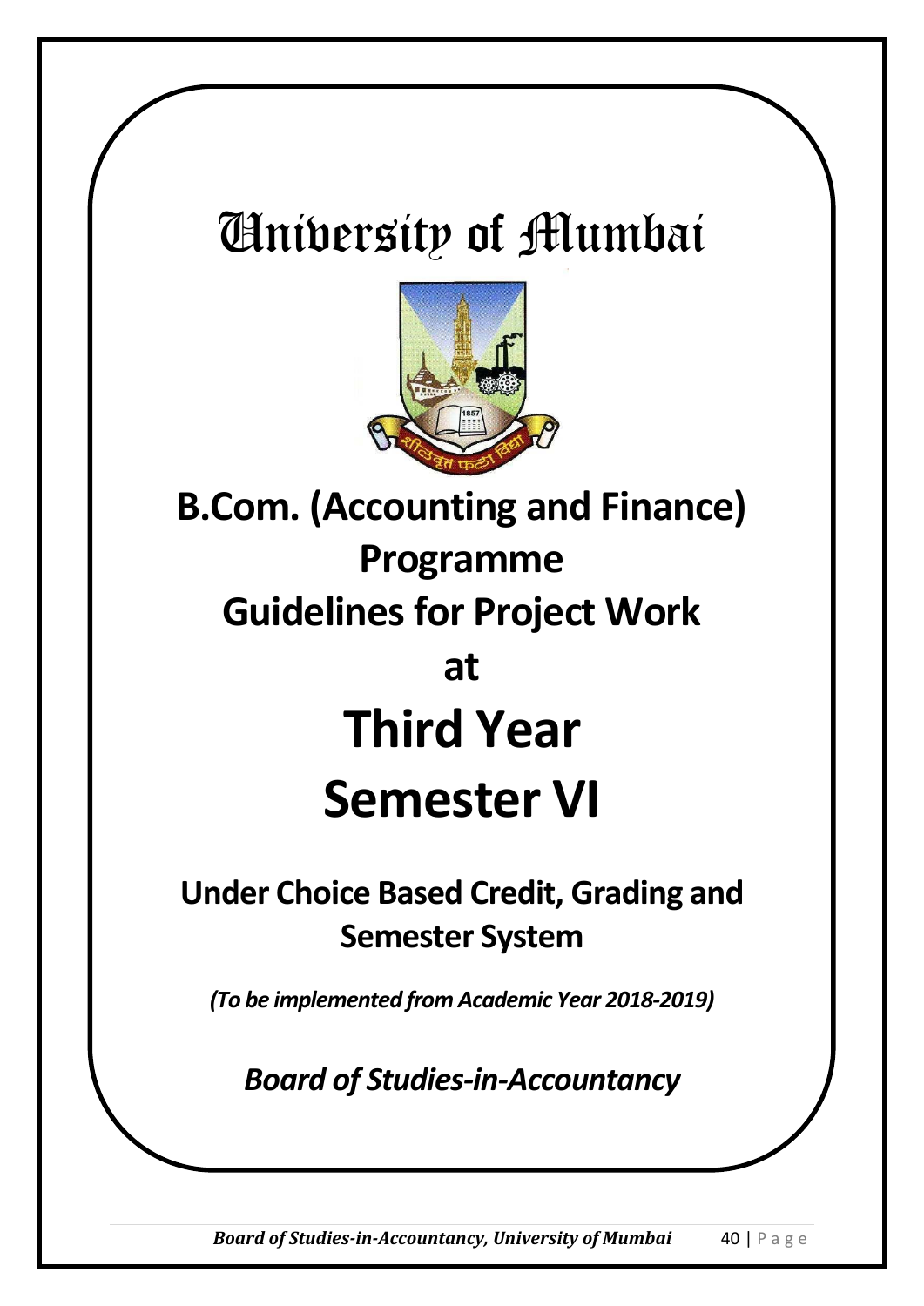# University of Mumbai

## B.Com. (Accounting and Finance) Programme

## Guidelines for Project Work

## at

# Third Year

# Semester VI

### Under Choice Based Credit, Grading and Semester System

***(To be implemented from Academic Year 2018-2019)***

***Board of Studies-in-Accountancy***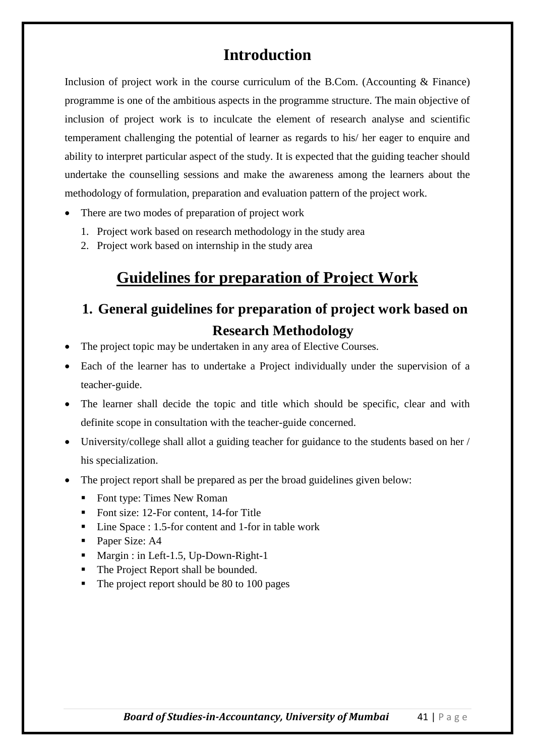# Introduction

Inclusion of project work in the course curriculum of the B.Com. (Accounting & Finance) programme is one of the ambitious aspects in the programme structure. The main objective of inclusion of project work is to inculcate the element of research analyse and scientific temperament challenging the potential of learner as regards to his/ her eager to enquire and ability to interpret particular aspect of the study. It is expected that the guiding teacher should undertake the counselling sessions and make the awareness among the learners about the methodology of formulation, preparation and evaluation pattern of the project work.

- There are two modes of preparation of project work
    1. Project work based on research methodology in the study area
    2. Project work based on internship in the study area

# Guidelines for preparation of Project Work

## 1. General guidelines for preparation of project work based on Research Methodology

- The project topic may be undertaken in any area of Elective Courses.
- Each of the learner has to undertake a Project individually under the supervision of a teacher-guide.
- The learner shall decide the topic and title which should be specific, clear and with definite scope in consultation with the teacher-guide concerned.
- University/college shall allot a guiding teacher for guidance to the students based on her / his specialization.
- The project report shall be prepared as per the broad guidelines given below:
    - Font type: Times New Roman
    - Font size: 12-For content, 14-for Title
    - Line Space : 1.5-for content and 1-for in table work
    - Paper Size: A4
    - Margin : in Left-1.5, Up-Down-Right-1
    - The Project Report shall be bounded.
    - The project report should be 80 to 100 pages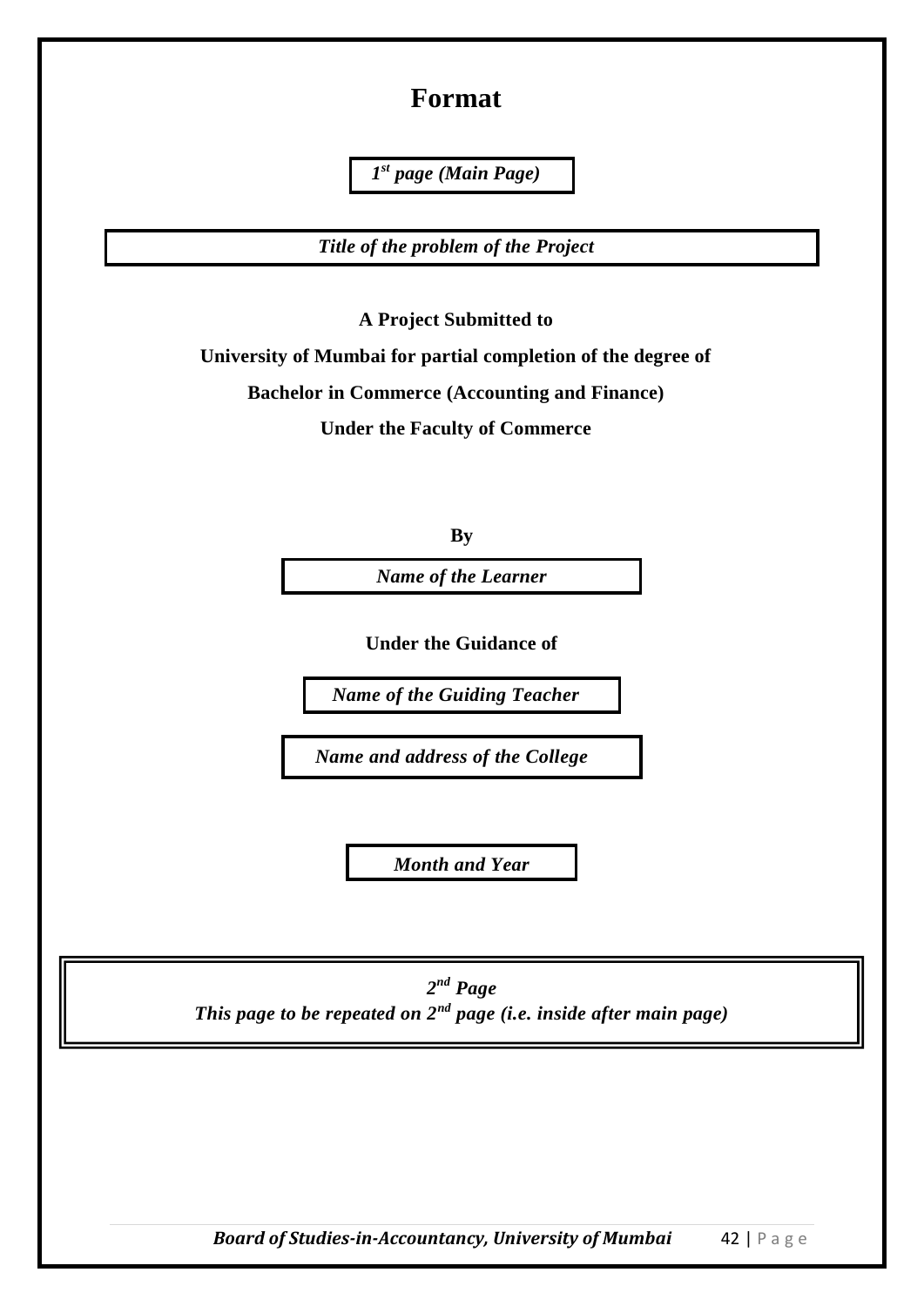# Format

***1st page (Main Page)***

***Title of the problem of the Project***

**A Project Submitted to**

**University of Mumbai for partial completion of the degree of**

**Bachelor in Commerce (Accounting and Finance)**

**Under the Faculty of Commerce**

**By**

***Name of the Learner***

**Under the Guidance of**

***Name of the Guiding Teacher***

***Name and address of the College***

***Month and Year***

***2nd Page***
***This page to be repeated on 2nd page (i.e. inside after main page)***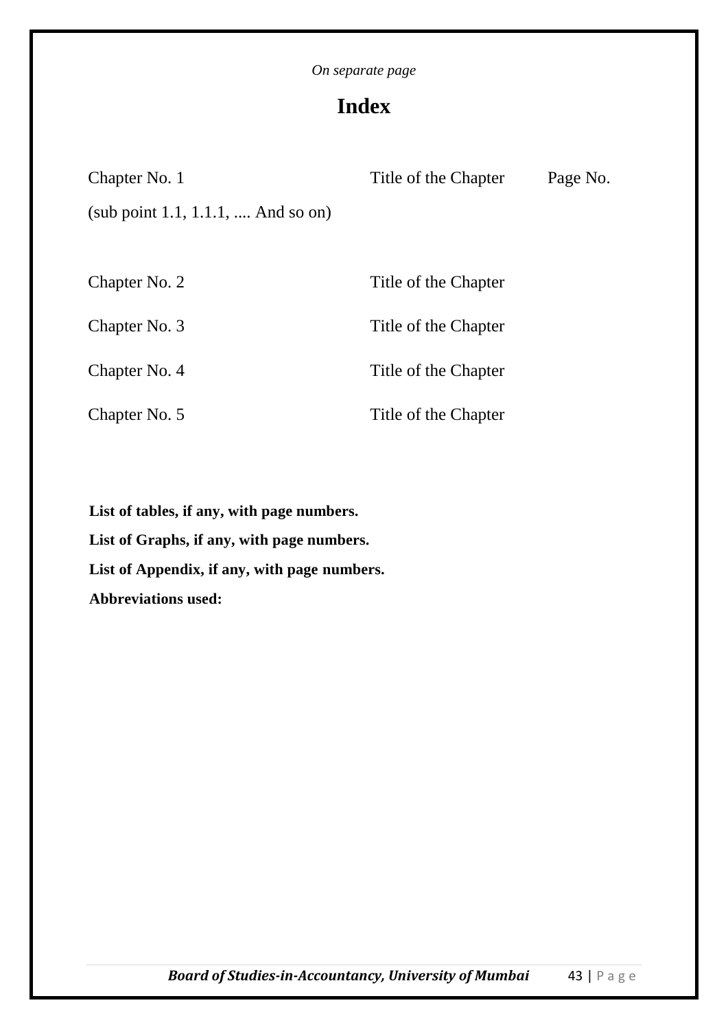*On separate page*

# Index

| Chapter No. 1 | Title of the Chapter | Page No. |
|---|---|---|
| (sub point 1.1, 1.1.1, .... And so on) | | |
| Chapter No. 2 | Title of the Chapter | |
| Chapter No. 3 | Title of the Chapter | |
| Chapter No. 4 | Title of the Chapter | |
| Chapter No. 5 | Title of the Chapter | |

**List of tables, if any, with page numbers.**

**List of Graphs, if any, with page numbers.**

**List of Appendix, if any, with page numbers.**

**Abbreviations used:**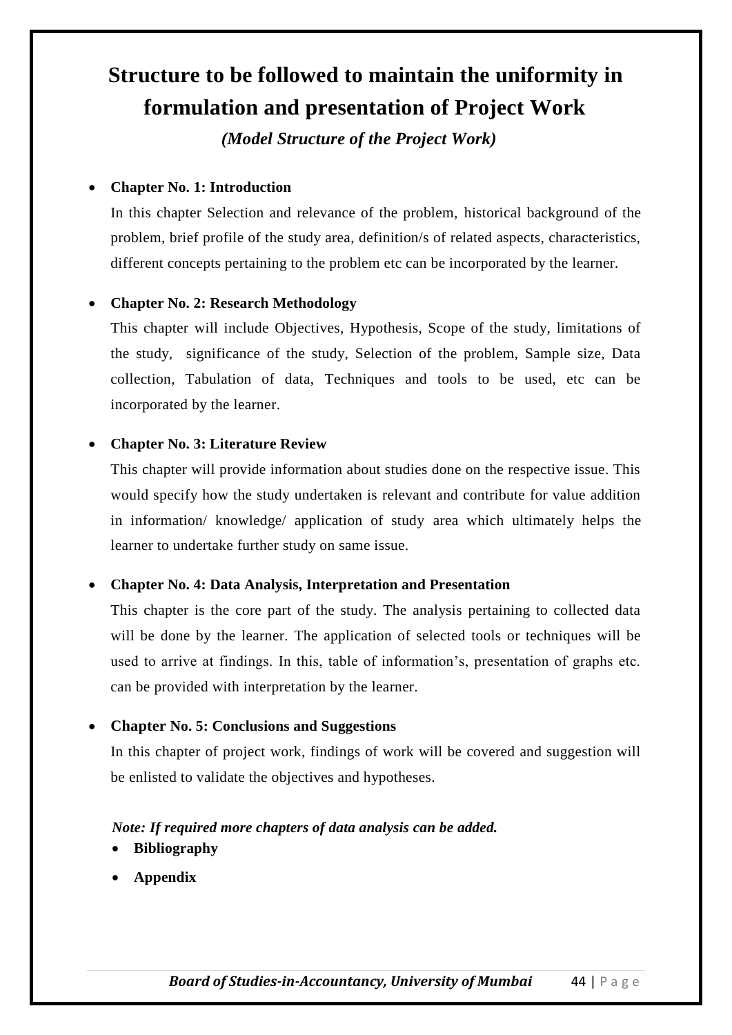# Structure to be followed to maintain the uniformity in formulation and presentation of Project Work

*(Model Structure of the Project Work)*

- **Chapter No. 1: Introduction**

  In this chapter Selection and relevance of the problem, historical background of the problem, brief profile of the study area, definition/s of related aspects, characteristics, different concepts pertaining to the problem etc can be incorporated by the learner.

- **Chapter No. 2: Research Methodology**

  This chapter will include Objectives, Hypothesis, Scope of the study, limitations of the study, significance of the study, Selection of the problem, Sample size, Data collection, Tabulation of data, Techniques and tools to be used, etc can be incorporated by the learner.

- **Chapter No. 3: Literature Review**

  This chapter will provide information about studies done on the respective issue. This would specify how the study undertaken is relevant and contribute for value addition in information/ knowledge/ application of study area which ultimately helps the learner to undertake further study on same issue.

- **Chapter No. 4: Data Analysis, Interpretation and Presentation**

  This chapter is the core part of the study. The analysis pertaining to collected data will be done by the learner. The application of selected tools or techniques will be used to arrive at findings. In this, table of information's, presentation of graphs etc. can be provided with interpretation by the learner.

- **Chapter No. 5: Conclusions and Suggestions**

  In this chapter of project work, findings of work will be covered and suggestion will be enlisted to validate the objectives and hypotheses.

***Note: If required more chapters of data analysis can be added.***

- **Bibliography**
- **Appendix**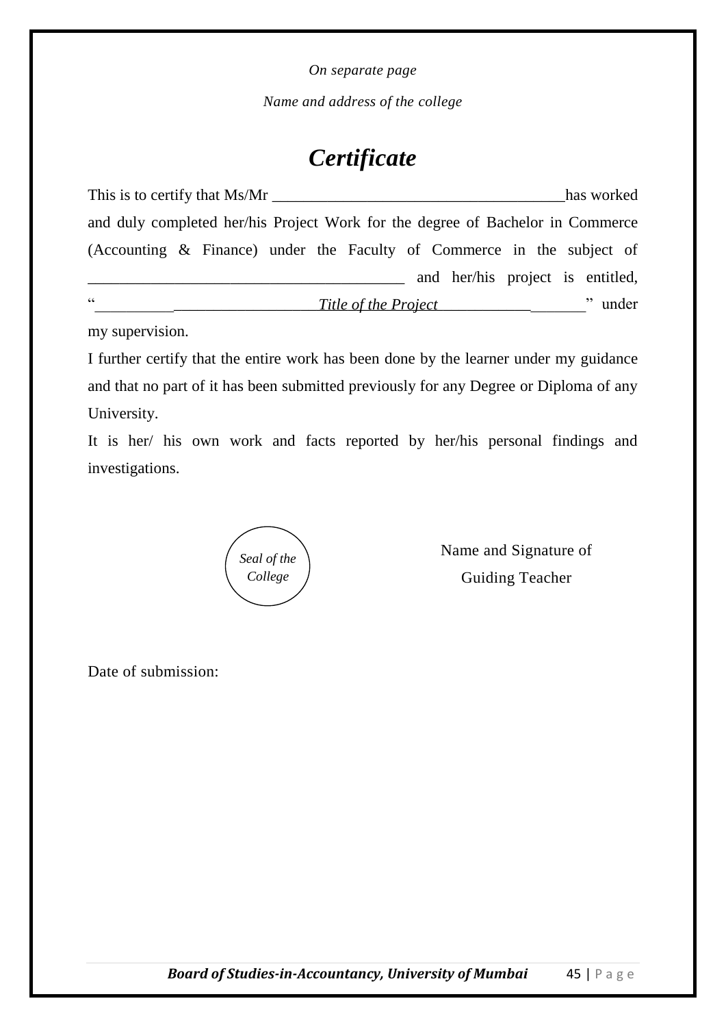*On separate page*

*Name and address of the college*

# ***Certificate***

This is to certify that Ms/Mr _____________________________________has worked and duly completed her/his Project Work for the degree of Bachelor in Commerce (Accounting & Finance) under the Faculty of Commerce in the subject of ________________________________________ and her/his project is entitled, "____________________________*Title of the Project*___________________" under my supervision.

I further certify that the entire work has been done by the learner under my guidance and that no part of it has been submitted previously for any Degree or Diploma of any University.

It is her/ his own work and facts reported by her/his personal findings and investigations.

*Seal of the College*

Name and Signature of Guiding Teacher

Date of submission: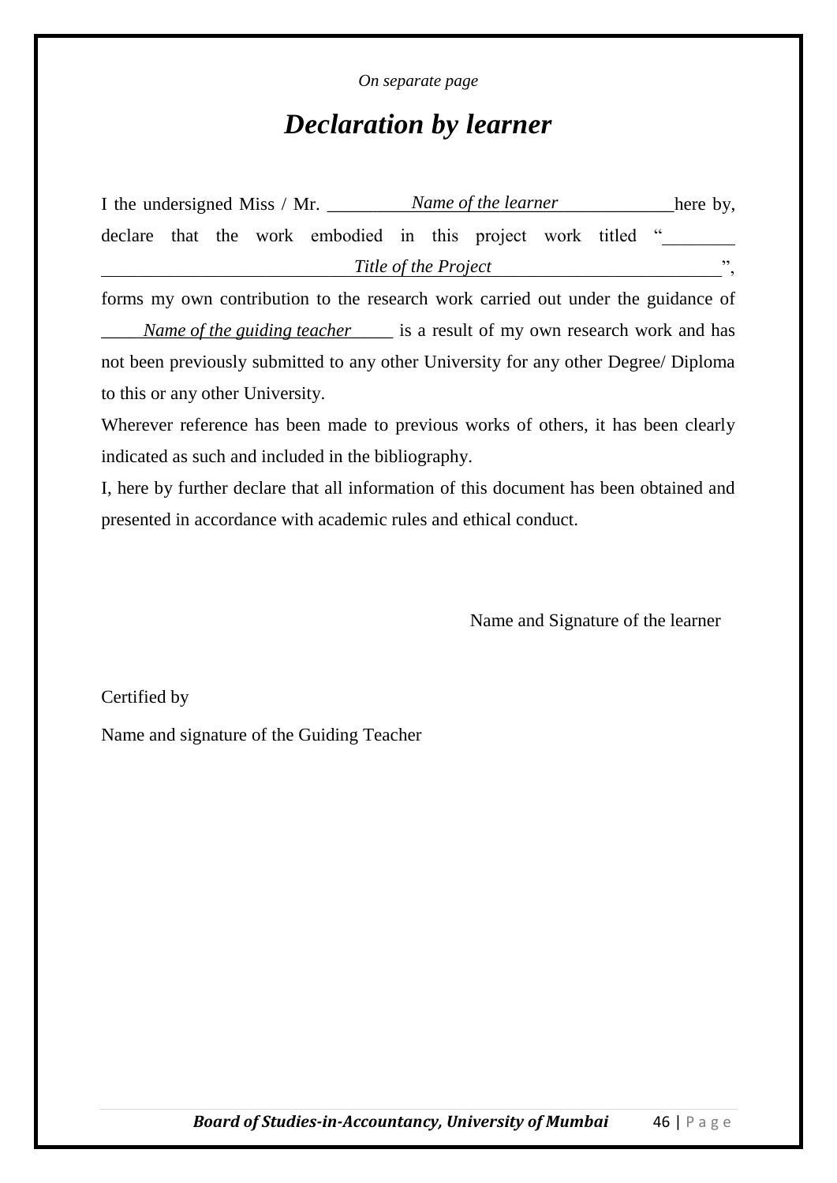*On separate page*

# *Declaration by learner*

I the undersigned Miss / Mr. ___*Name of the learner*___ here by, declare that the work embodied in this project work titled "___*Title of the Project*___", forms my own contribution to the research work carried out under the guidance of ___*Name of the guiding teacher*___ is a result of my own research work and has not been previously submitted to any other University for any other Degree/ Diploma to this or any other University.

Wherever reference has been made to previous works of others, it has been clearly indicated as such and included in the bibliography.

I, here by further declare that all information of this document has been obtained and presented in accordance with academic rules and ethical conduct.

Name and Signature of the learner

Certified by

Name and signature of the Guiding Teacher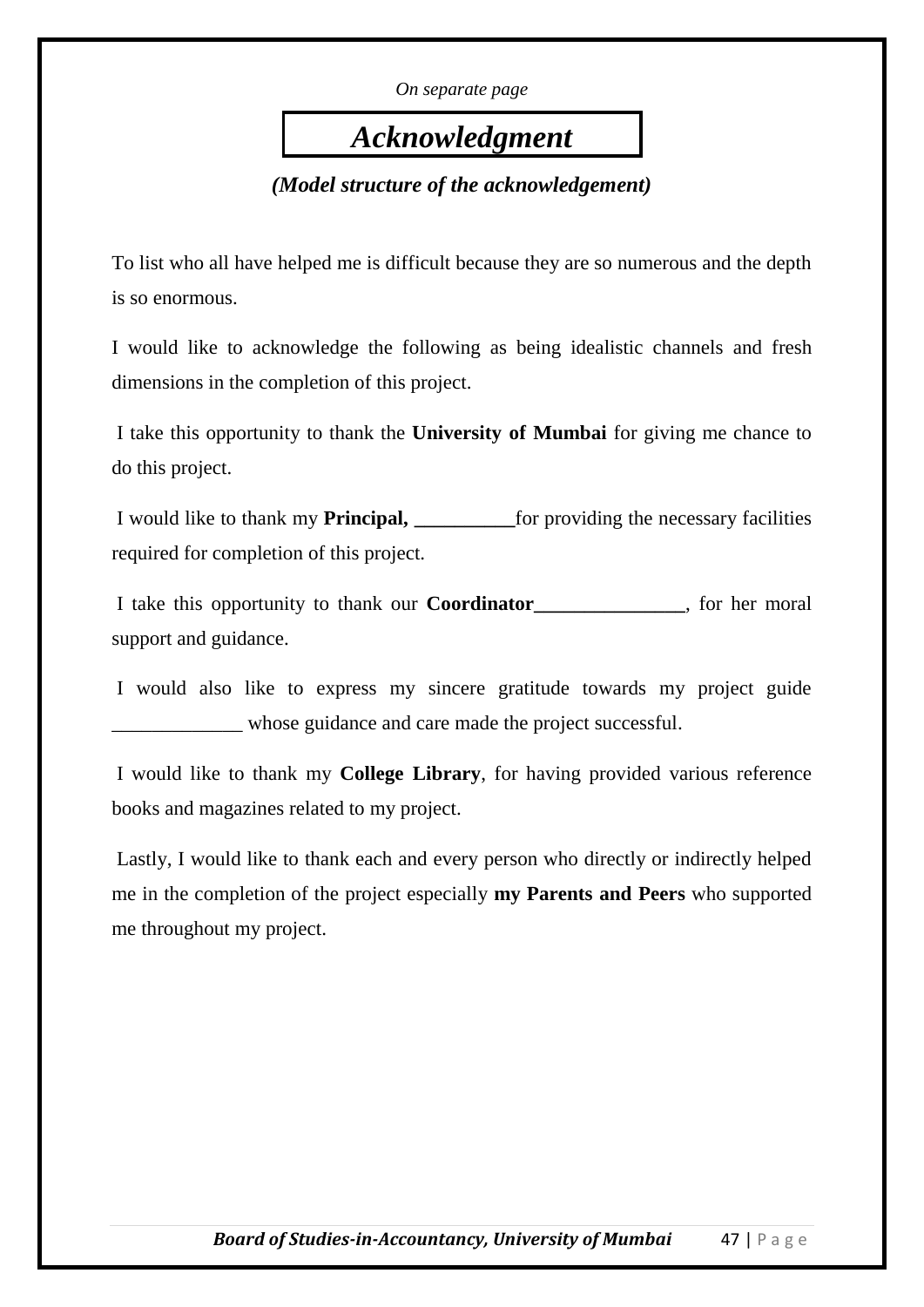*On separate page*

# *Acknowledgment*

***(Model structure of the acknowledgement)***

To list who all have helped me is difficult because they are so numerous and the depth is so enormous.

I would like to acknowledge the following as being idealistic channels and fresh dimensions in the completion of this project.

I take this opportunity to thank the **University of Mumbai** for giving me chance to do this project.

I would like to thank my **Principal, __________**for providing the necessary facilities required for completion of this project.

I take this opportunity to thank our **Coordinator_______________**, for her moral support and guidance.

I would also like to express my sincere gratitude towards my project guide _____________ whose guidance and care made the project successful.

I would like to thank my **College Library**, for having provided various reference books and magazines related to my project.

Lastly, I would like to thank each and every person who directly or indirectly helped me in the completion of the project especially **my Parents and Peers** who supported me throughout my project.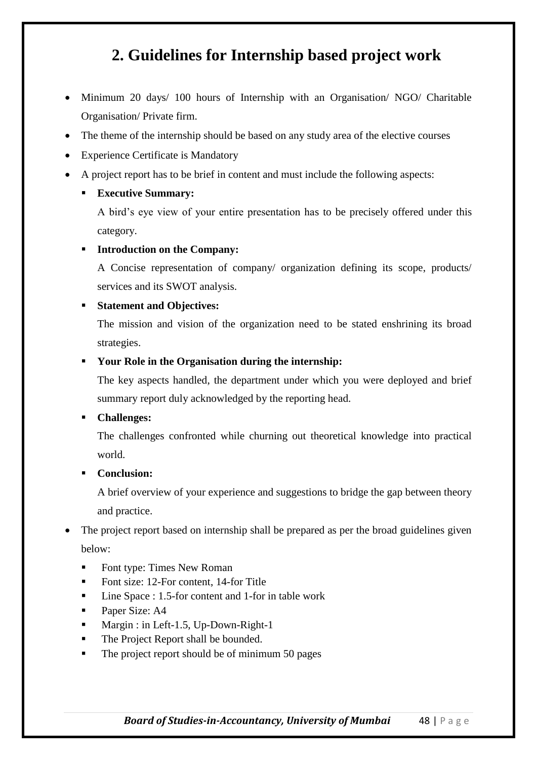# 2. Guidelines for Internship based project work

- Minimum 20 days/ 100 hours of Internship with an Organisation/ NGO/ Charitable Organisation/ Private firm.
- The theme of the internship should be based on any study area of the elective courses
- Experience Certificate is Mandatory
- A project report has to be brief in content and must include the following aspects:
  - **Executive Summary:**

    A bird's eye view of your entire presentation has to be precisely offered under this category.
  - **Introduction on the Company:**

    A Concise representation of company/ organization defining its scope, products/ services and its SWOT analysis.
  - **Statement and Objectives:**

    The mission and vision of the organization need to be stated enshrining its broad strategies.
  - **Your Role in the Organisation during the internship:**

    The key aspects handled, the department under which you were deployed and brief summary report duly acknowledged by the reporting head.
  - **Challenges:**

    The challenges confronted while churning out theoretical knowledge into practical world.
  - **Conclusion:**

    A brief overview of your experience and suggestions to bridge the gap between theory and practice.
- The project report based on internship shall be prepared as per the broad guidelines given below:
  - Font type: Times New Roman
  - Font size: 12-For content, 14-for Title
  - Line Space : 1.5-for content and 1-for in table work
  - Paper Size: A4
  - Margin : in Left-1.5, Up-Down-Right-1
  - The Project Report shall be bounded.
  - The project report should be of minimum 50 pages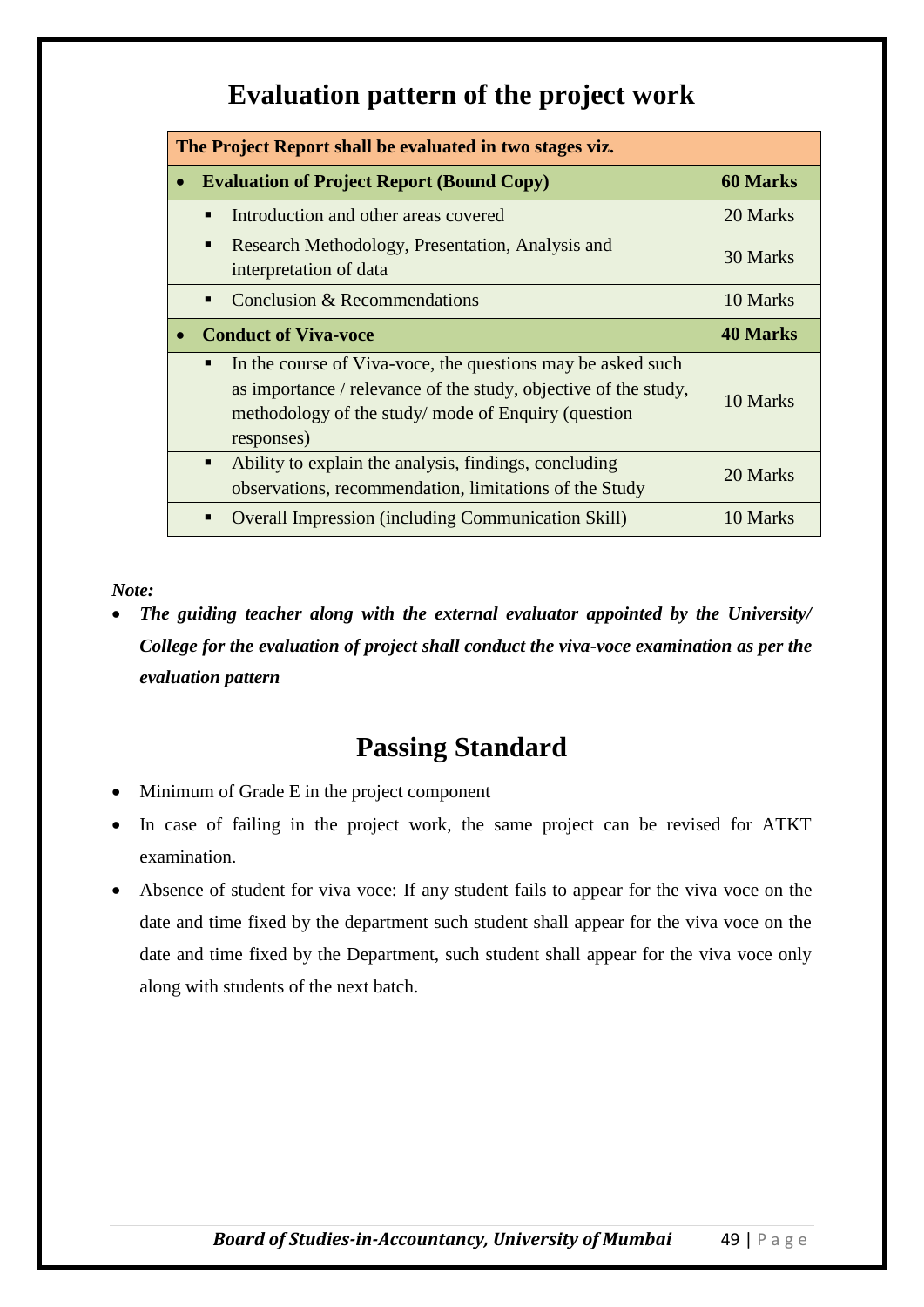# Evaluation pattern of the project work

| The Project Report shall be evaluated in two stages viz. | |
|---|---|
| • **Evaluation of Project Report (Bound Copy)** | **60 Marks** |
| ▪ Introduction and other areas covered | 20 Marks |
| ▪ Research Methodology, Presentation, Analysis and interpretation of data | 30 Marks |
| ▪ Conclusion & Recommendations | 10 Marks |
| • **Conduct of Viva-voce** | **40 Marks** |
| ▪ In the course of Viva-voce, the questions may be asked such as importance / relevance of the study, objective of the study, methodology of the study/ mode of Enquiry (question responses) | 10 Marks |
| ▪ Ability to explain the analysis, findings, concluding observations, recommendation, limitations of the Study | 20 Marks |
| ▪ Overall Impression (including Communication Skill) | 10 Marks |

***Note:***

- ***The guiding teacher along with the external evaluator appointed by the University/ College for the evaluation of project shall conduct the viva-voce examination as per the evaluation pattern***

# Passing Standard

- Minimum of Grade E in the project component
- In case of failing in the project work, the same project can be revised for ATKT examination.
- Absence of student for viva voce: If any student fails to appear for the viva voce on the date and time fixed by the department such student shall appear for the viva voce on the date and time fixed by the Department, such student shall appear for the viva voce only along with students of the next batch.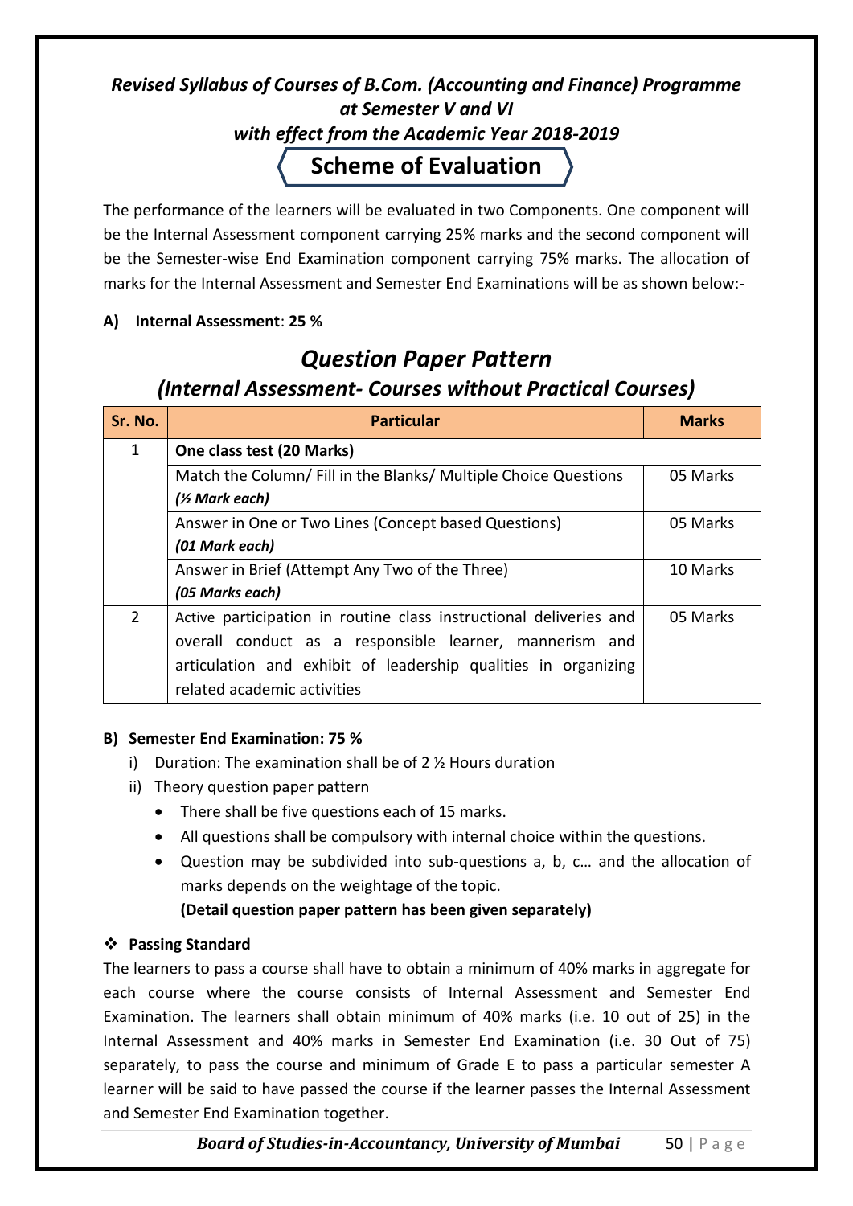*Revised Syllabus of Courses of B.Com. (Accounting and Finance) Programme at Semester V and VI with effect from the Academic Year 2018-2019*

# Scheme of Evaluation

The performance of the learners will be evaluated in two Components. One component will be the Internal Assessment component carrying 25% marks and the second component will be the Semester-wise End Examination component carrying 75% marks. The allocation of marks for the Internal Assessment and Semester End Examinations will be as shown below:-

**A) Internal Assessment**: **25 %**

## *Question Paper Pattern*

### *(Internal Assessment- Courses without Practical Courses)*

| Sr. No. | Particular | Marks |
|---|---|---|
| 1 | **One class test (20 Marks)** | |
| | Match the Column/ Fill in the Blanks/ Multiple Choice Questions ***(½ Mark each)*** | 05 Marks |
| | Answer in One or Two Lines (Concept based Questions) ***(01 Mark each)*** | 05 Marks |
| | Answer in Brief (Attempt Any Two of the Three) ***(05 Marks each)*** | 10 Marks |
| 2 | Active participation in routine class instructional deliveries and overall conduct as a responsible learner, mannerism and articulation and exhibit of leadership qualities in organizing related academic activities | 05 Marks |

**B) Semester End Examination: 75 %**

i) Duration: The examination shall be of 2 ½ Hours duration

ii) Theory question paper pattern

- There shall be five questions each of 15 marks.
- All questions shall be compulsory with internal choice within the questions.
- Question may be subdivided into sub-questions a, b, c… and the allocation of marks depends on the weightage of the topic.

  **(Detail question paper pattern has been given separately)**

❖ **Passing Standard**

The learners to pass a course shall have to obtain a minimum of 40% marks in aggregate for each course where the course consists of Internal Assessment and Semester End Examination. The learners shall obtain minimum of 40% marks (i.e. 10 out of 25) in the Internal Assessment and 40% marks in Semester End Examination (i.e. 30 Out of 75) separately, to pass the course and minimum of Grade E to pass a particular semester A learner will be said to have passed the course if the learner passes the Internal Assessment and Semester End Examination together.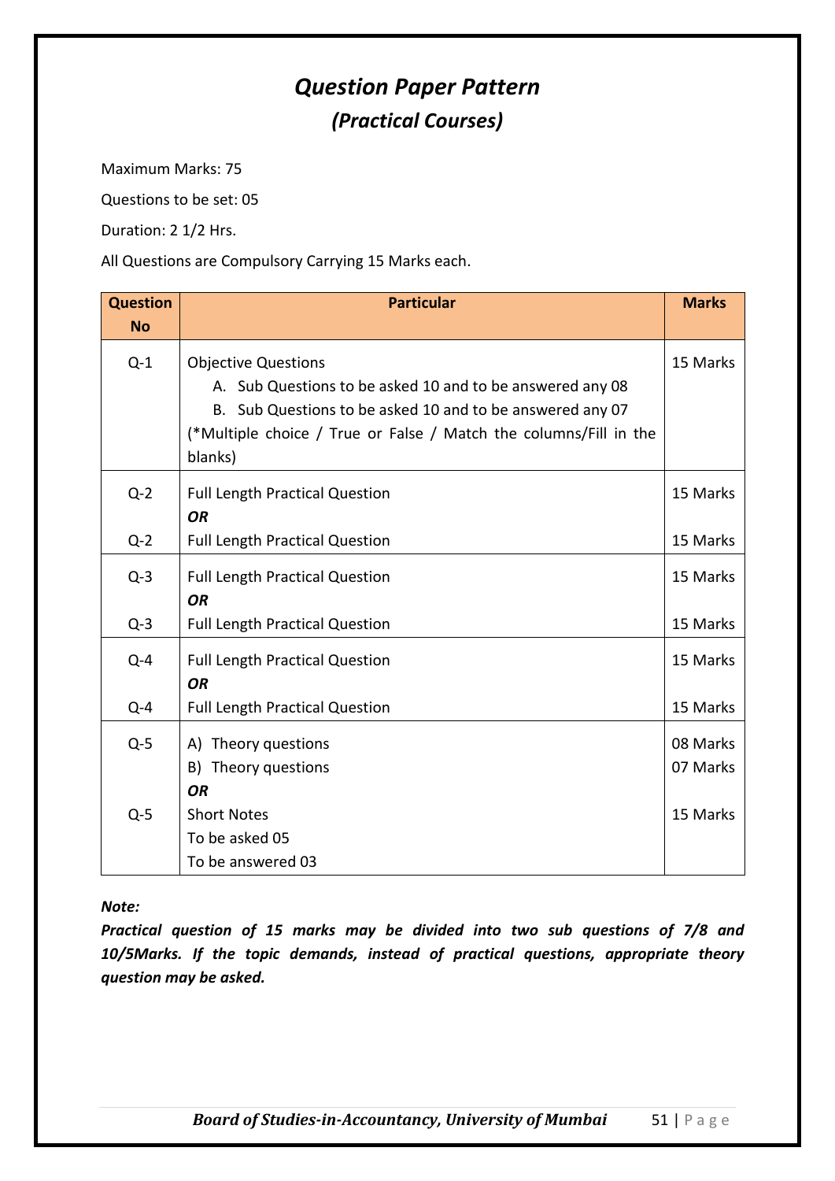# *Question Paper Pattern*

## *(Practical Courses)*

Maximum Marks: 75

Questions to be set: 05

Duration: 2 1/2 Hrs.

All Questions are Compulsory Carrying 15 Marks each.

| Question No | Particular | Marks |
|---|---|---|
| Q-1 | Objective Questions<br>A. Sub Questions to be asked 10 and to be answered any 08<br>B. Sub Questions to be asked 10 and to be answered any 07<br>(*Multiple choice / True or False / Match the columns/Fill in the blanks) | 15 Marks |
| Q-2<br><br>Q-2 | Full Length Practical Question<br>***OR***<br>Full Length Practical Question | 15 Marks<br><br>15 Marks |
| Q-3<br><br>Q-3 | Full Length Practical Question<br>***OR***<br>Full Length Practical Question | 15 Marks<br><br>15 Marks |
| Q-4<br><br>Q-4 | Full Length Practical Question<br>***OR***<br>Full Length Practical Question | 15 Marks<br><br>15 Marks |
| Q-5<br><br><br>Q-5 | A) Theory questions<br>B) Theory questions<br>***OR***<br>Short Notes<br>To be asked 05<br>To be answered 03 | 08 Marks<br>07 Marks<br><br>15 Marks |

***Note:***

***Practical question of 15 marks may be divided into two sub questions of 7/8 and 10/5Marks. If the topic demands, instead of practical questions, appropriate theory question may be asked.***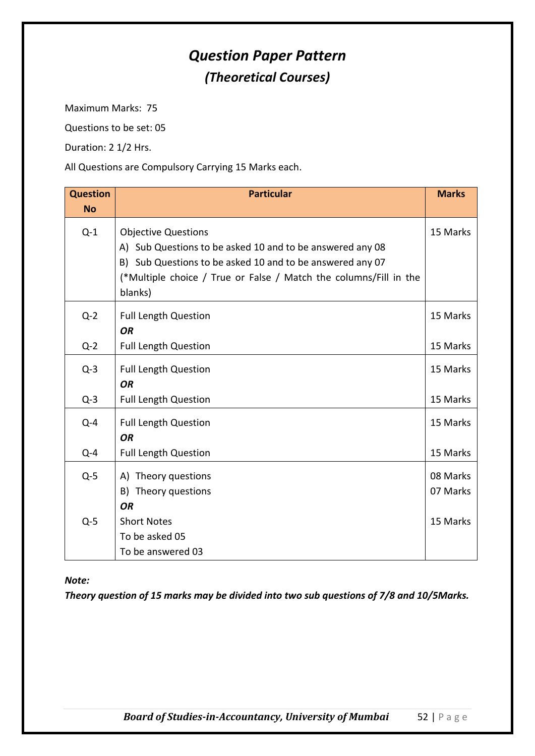# *Question Paper Pattern*

## *(Theoretical Courses)*

Maximum Marks: 75

Questions to be set: 05

Duration: 2 1/2 Hrs.

All Questions are Compulsory Carrying 15 Marks each.

| Question No | Particular | Marks |
|---|---|---|
| Q-1 | Objective Questions<br>A) Sub Questions to be asked 10 and to be answered any 08<br>B) Sub Questions to be asked 10 and to be answered any 07<br>(*Multiple choice / True or False / Match the columns/Fill in the blanks) | 15 Marks |
| Q-2 | Full Length Question | 15 Marks |
| | ***OR*** | |
| Q-2 | Full Length Question | 15 Marks |
| Q-3 | Full Length Question | 15 Marks |
| | ***OR*** | |
| Q-3 | Full Length Question | 15 Marks |
| Q-4 | Full Length Question | 15 Marks |
| | ***OR*** | |
| Q-4 | Full Length Question | 15 Marks |
| Q-5 | A) Theory questions<br>B) Theory questions | 08 Marks<br>07 Marks |
| | ***OR*** | |
| Q-5 | Short Notes<br>To be asked 05<br>To be answered 03 | 15 Marks |

***Note:***

***Theory question of 15 marks may be divided into two sub questions of 7/8 and 10/5Marks.***